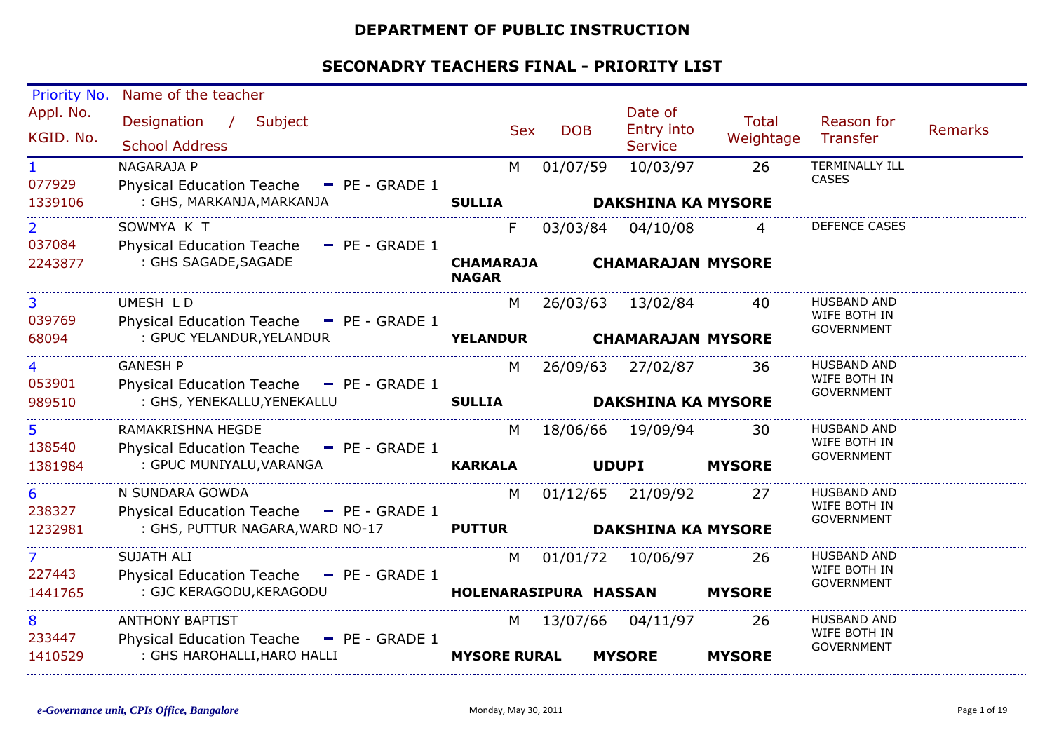# DEPARTMENT OF PUBLIC INSTRUCTION

## SECONADRY TEACHERS FINAL - PRIORITY LIST

| Priority No. / Appl. No. / KGID. No. | Name of the teacher / Designation / Subject / School Address | Sex | DOB | Date of Entry into Service | Total Weightage | Reason for Transfer | Remarks |
|---|---|---|---|---|---|---|---|
| 1<br>077929<br>1339106 | NAGARAJA P<br>Physical Education Teache - PE - GRADE 1<br>: GHS, MARKANJA,MARKANJA **SULLIA DAKSHINA KA MYSORE** | M | 01/07/59 | 10/03/97 | 26 | TERMINALLY ILL CASES | |
| 2<br>037084<br>2243877 | SOWMYA K T<br>Physical Education Teache - PE - GRADE 1<br>: GHS SAGADE,SAGADE **CHAMARAJA NAGAR CHAMARAJAN MYSORE** | F | 03/03/84 | 04/10/08 | 4 | DEFENCE CASES | |
| 3<br>039769<br>68094 | UMESH L D<br>Physical Education Teache - PE - GRADE 1<br>: GPUC YELANDUR,YELANDUR **YELANDUR CHAMARAJAN MYSORE** | M | 26/03/63 | 13/02/84 | 40 | HUSBAND AND WIFE BOTH IN GOVERNMENT | |
| 4<br>053901<br>989510 | GANESH P<br>Physical Education Teache - PE - GRADE 1<br>: GHS, YENEKALLU,YENEKALLU **SULLIA DAKSHINA KA MYSORE** | M | 26/09/63 | 27/02/87 | 36 | HUSBAND AND WIFE BOTH IN GOVERNMENT | |
| 5<br>138540<br>1381984 | RAMAKRISHNA HEGDE<br>Physical Education Teache - PE - GRADE 1<br>: GPUC MUNIYALU,VARANGA **KARKALA UDUPI MYSORE** | M | 18/06/66 | 19/09/94 | 30 | HUSBAND AND WIFE BOTH IN GOVERNMENT | |
| 6<br>238327<br>1232981 | N SUNDARA GOWDA<br>Physical Education Teache - PE - GRADE 1<br>: GHS, PUTTUR NAGARA,WARD NO-17 **PUTTUR DAKSHINA KA MYSORE** | M | 01/12/65 | 21/09/92 | 27 | HUSBAND AND WIFE BOTH IN GOVERNMENT | |
| 7<br>227443<br>1441765 | SUJATH ALI<br>Physical Education Teache - PE - GRADE 1<br>: GJC KERAGODU,KERAGODU **HOLENARASIPURA HASSAN MYSORE** | M | 01/01/72 | 10/06/97 | 26 | HUSBAND AND WIFE BOTH IN GOVERNMENT | |
| 8<br>233447<br>1410529 | ANTHONY BAPTIST<br>Physical Education Teache - PE - GRADE 1<br>: GHS HAROHALLI,HARO HALLI **MYSORE RURAL MYSORE MYSORE** | M | 13/07/66 | 04/11/97 | 26 | HUSBAND AND WIFE BOTH IN GOVERNMENT | |

*e-Governance unit, CPIs Office, Bangalore* Monday, May 30, 2011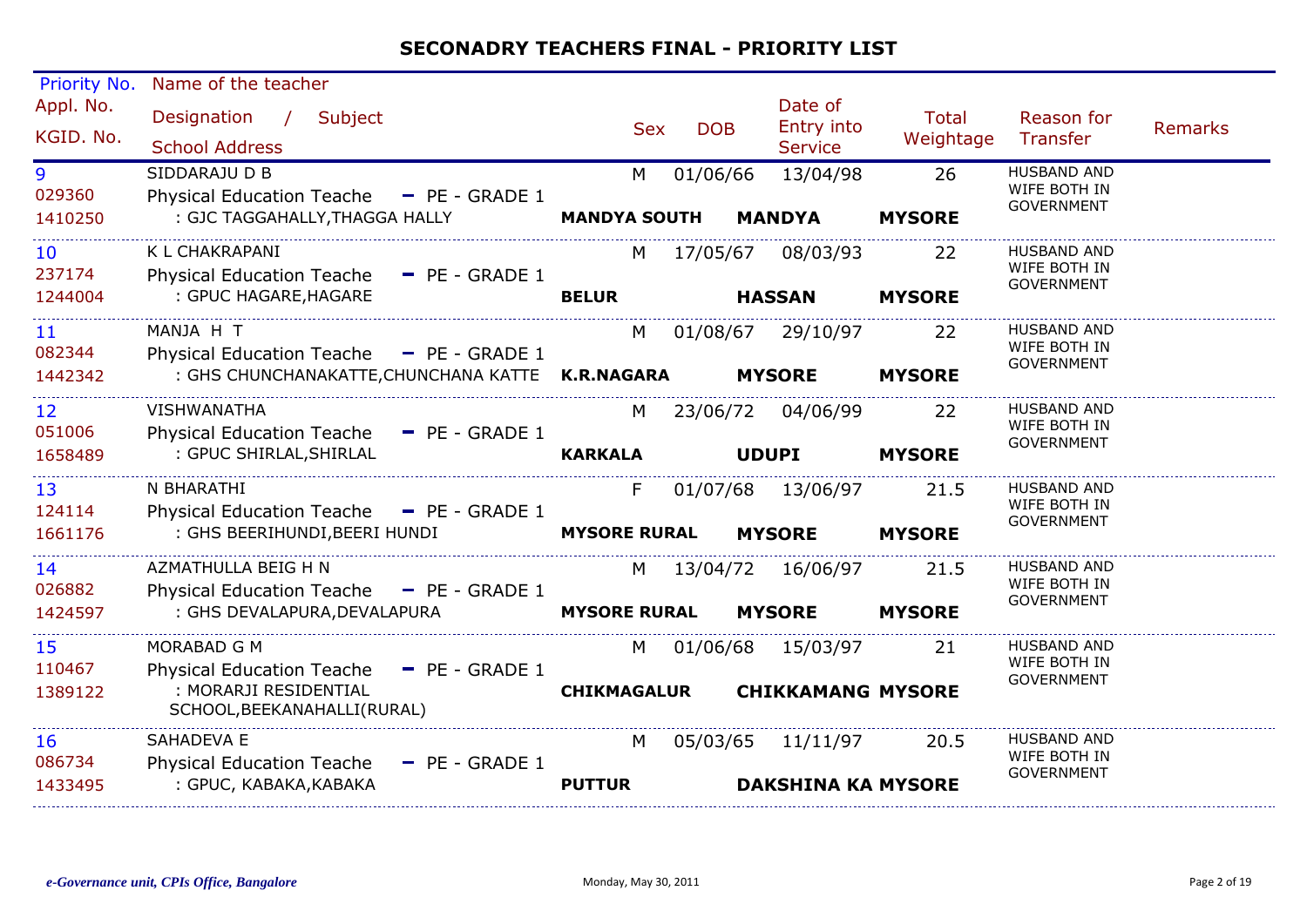## SECONADRY TEACHERS FINAL - PRIORITY LIST

| Priority No. / Appl. No. / KGID. No. | Name of the teacher / Designation / Subject / School Address | Sex | DOB | Date of Entry into Service | Total Weightage | Reason for Transfer | Remarks |
|---|---|---|---|---|---|---|---|
| 9 / 029360 / 1410250 | SIDDARAJU D B / Physical Education Teache - PE - GRADE 1 / : GJC TAGGAHALLY,THAGGA HALLY / **MANDYA SOUTH** **MANDYA** **MYSORE** | M | 01/06/66 | 13/04/98 | 26 | HUSBAND AND WIFE BOTH IN GOVERNMENT | |
| 10 / 237174 / 1244004 | K L CHAKRAPANI / Physical Education Teache - PE - GRADE 1 / : GPUC HAGARE,HAGARE / **BELUR** **HASSAN** **MYSORE** | M | 17/05/67 | 08/03/93 | 22 | HUSBAND AND WIFE BOTH IN GOVERNMENT | |
| 11 / 082344 / 1442342 | MANJA H T / Physical Education Teache - PE - GRADE 1 / : GHS CHUNCHANAKATTE,CHUNCHANA KATTE / **K.R.NAGARA** **MYSORE** **MYSORE** | M | 01/08/67 | 29/10/97 | 22 | HUSBAND AND WIFE BOTH IN GOVERNMENT | |
| 12 / 051006 / 1658489 | VISHWANATHA / Physical Education Teache - PE - GRADE 1 / : GPUC SHIRLAL,SHIRLAL / **KARKALA** **UDUPI** **MYSORE** | M | 23/06/72 | 04/06/99 | 22 | HUSBAND AND WIFE BOTH IN GOVERNMENT | |
| 13 / 124114 / 1661176 | N BHARATHI / Physical Education Teache - PE - GRADE 1 / : GHS BEERIHUNDI,BEERI HUNDI / **MYSORE RURAL** **MYSORE** **MYSORE** | F | 01/07/68 | 13/06/97 | 21.5 | HUSBAND AND WIFE BOTH IN GOVERNMENT | |
| 14 / 026882 / 1424597 | AZMATHULLA BEIG H N / Physical Education Teache - PE - GRADE 1 / : GHS DEVALAPURA,DEVALAPURA / **MYSORE RURAL** **MYSORE** **MYSORE** | M | 13/04/72 | 16/06/97 | 21.5 | HUSBAND AND WIFE BOTH IN GOVERNMENT | |
| 15 / 110467 / 1389122 | MORABAD G M / Physical Education Teache - PE - GRADE 1 / : MORARJI RESIDENTIAL SCHOOL,BEEKANAHALLI(RURAL) / **CHIKMAGALUR** **CHIKKAMANG** **MYSORE** | M | 01/06/68 | 15/03/97 | 21 | HUSBAND AND WIFE BOTH IN GOVERNMENT | |
| 16 / 086734 / 1433495 | SAHADEVA E / Physical Education Teache - PE - GRADE 1 / : GPUC, KABAKA,KABAKA / **PUTTUR** **DAKSHINA KA** **MYSORE** | M | 05/03/65 | 11/11/97 | 20.5 | HUSBAND AND WIFE BOTH IN GOVERNMENT | |

*e-Governance unit, CPIs Office, Bangalore* — Monday, May 30, 2011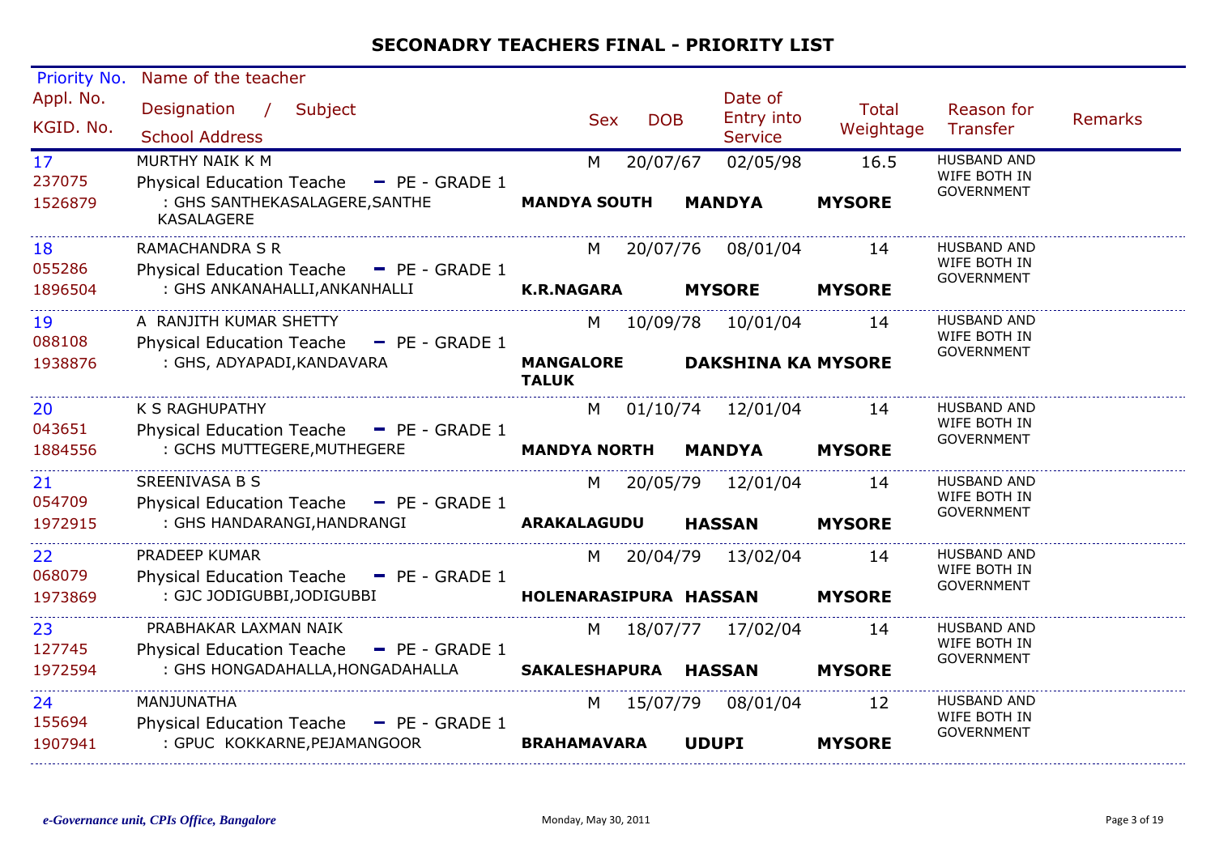# SECONADRY TEACHERS FINAL - PRIORITY LIST

| Priority No. / Appl. No. / KGID. No. | Name of the teacher / Designation / Subject / School Address | Sex | DOB | Date of Entry into Service | Total Weightage | Reason for Transfer | Remarks |
|---|---|---|---|---|---|---|---|
| 17 / 237075 / 1526879 | MURTHY NAIK K M / Physical Education Teache - PE - GRADE 1 / : GHS SANTHEKASALAGERE,SANTHE KASALAGERE / **MANDYA SOUTH** / **MANDYA** / **MYSORE** | M | 20/07/67 | 02/05/98 | 16.5 | HUSBAND AND WIFE BOTH IN GOVERNMENT | |
| 18 / 055286 / 1896504 | RAMACHANDRA S R / Physical Education Teache - PE - GRADE 1 / : GHS ANKANAHALLI,ANKANHALLI / **K.R.NAGARA** / **MYSORE** / **MYSORE** | M | 20/07/76 | 08/01/04 | 14 | HUSBAND AND WIFE BOTH IN GOVERNMENT | |
| 19 / 088108 / 1938876 | A RANJITH KUMAR SHETTY / Physical Education Teache - PE - GRADE 1 / : GHS, ADYAPADI,KANDAVARA / **MANGALORE TALUK** / **DAKSHINA KA** / **MYSORE** | M | 10/09/78 | 10/01/04 | 14 | HUSBAND AND WIFE BOTH IN GOVERNMENT | |
| 20 / 043651 / 1884556 | K S RAGHUPATHY / Physical Education Teache - PE - GRADE 1 / : GCHS MUTTEGERE,MUTHEGERE / **MANDYA NORTH** / **MANDYA** / **MYSORE** | M | 01/10/74 | 12/01/04 | 14 | HUSBAND AND WIFE BOTH IN GOVERNMENT | |
| 21 / 054709 / 1972915 | SREENIVASA B S / Physical Education Teache - PE - GRADE 1 / : GHS HANDARANGI,HANDRANGI / **ARAKALAGUDU** / **HASSAN** / **MYSORE** | M | 20/05/79 | 12/01/04 | 14 | HUSBAND AND WIFE BOTH IN GOVERNMENT | |
| 22 / 068079 / 1973869 | PRADEEP KUMAR / Physical Education Teache - PE - GRADE 1 / : GJC JODIGUBBI,JODIGUBBI / **HOLENARASIPURA** / **HASSAN** / **MYSORE** | M | 20/04/79 | 13/02/04 | 14 | HUSBAND AND WIFE BOTH IN GOVERNMENT | |
| 23 / 127745 / 1972594 | PRABHAKAR LAXMAN NAIK / Physical Education Teache - PE - GRADE 1 / : GHS HONGADAHALLA,HONGADAHALLA / **SAKALESHAPURA** / **HASSAN** / **MYSORE** | M | 18/07/77 | 17/02/04 | 14 | HUSBAND AND WIFE BOTH IN GOVERNMENT | |
| 24 / 155694 / 1907941 | MANJUNATHA / Physical Education Teache - PE - GRADE 1 / : GPUC KOKKARNE,PEJAMANGOOR / **BRAHAMAVARA** / **UDUPI** / **MYSORE** | M | 15/07/79 | 08/01/04 | 12 | HUSBAND AND WIFE BOTH IN GOVERNMENT | |

*e-Governance unit, CPIs Office, Bangalore* — Monday, May 30, 2011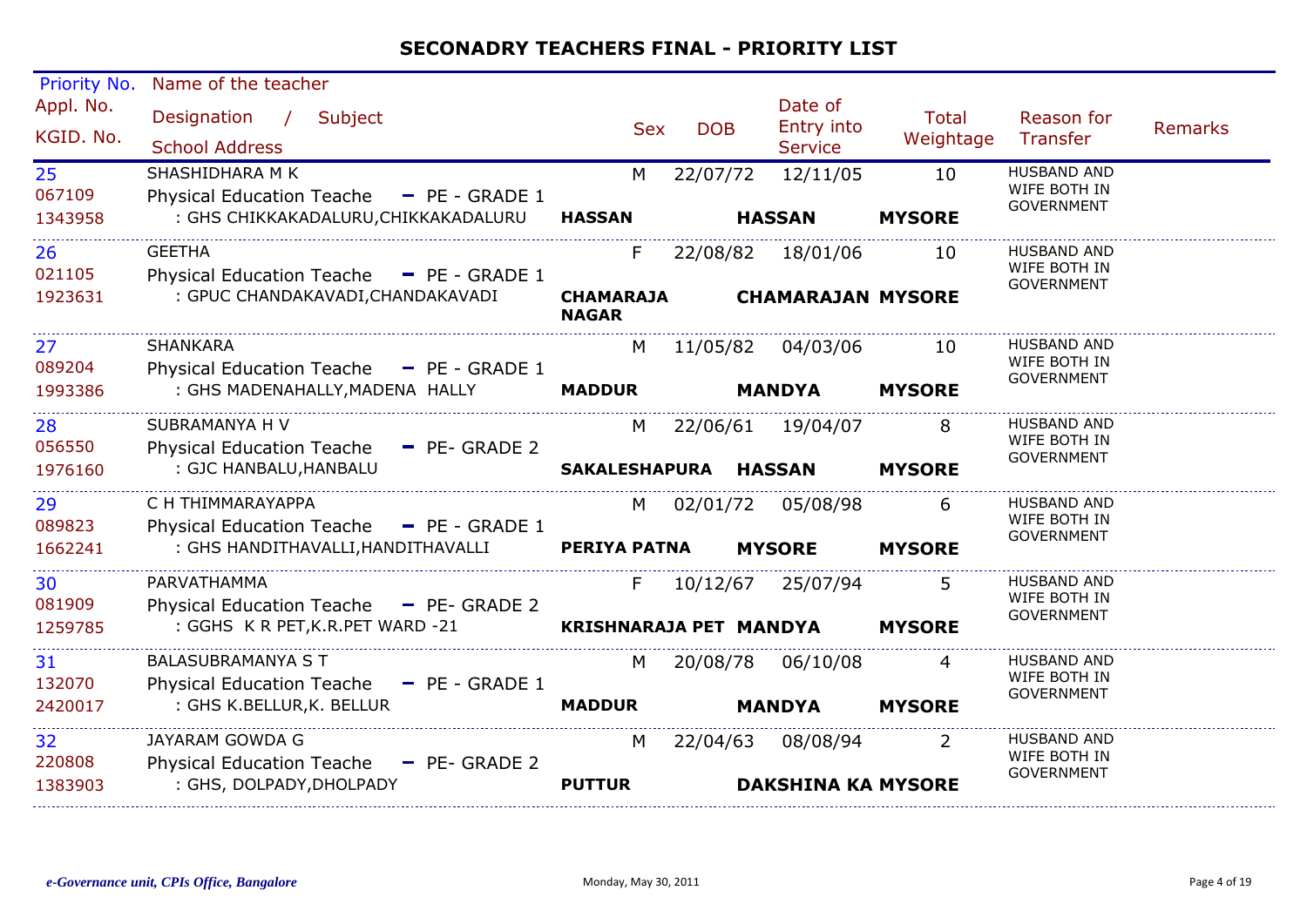## SECONADRY TEACHERS FINAL - PRIORITY LIST

| Priority No. / Appl. No. / KGID. No. | Name of the teacher / Designation / Subject / School Address | Sex | DOB | Date of Entry into Service | Total Weightage | Reason for Transfer | Remarks |
|---|---|---|---|---|---|---|---|
| 25<br>067109<br>1343958 | SHASHIDHARA M K<br>Physical Education Teache - PE - GRADE 1<br>: GHS CHIKKAKADALURU,CHIKKAKADALURU **HASSAN** **HASSAN** **MYSORE** | M | 22/07/72 | 12/11/05 | 10 | HUSBAND AND WIFE BOTH IN GOVERNMENT | |
| 26<br>021105<br>1923631 | GEETHA<br>Physical Education Teache - PE - GRADE 1<br>: GPUC CHANDAKAVADI,CHANDAKAVADI **CHAMARAJA NAGAR** **CHAMARAJAN** **MYSORE** | F | 22/08/82 | 18/01/06 | 10 | HUSBAND AND WIFE BOTH IN GOVERNMENT | |
| 27<br>089204<br>1993386 | SHANKARA<br>Physical Education Teache - PE - GRADE 1<br>: GHS MADENAHALLY,MADENA HALLY **MADDUR** **MANDYA** **MYSORE** | M | 11/05/82 | 04/03/06 | 10 | HUSBAND AND WIFE BOTH IN GOVERNMENT | |
| 28<br>056550<br>1976160 | SUBRAMANYA H V<br>Physical Education Teache - PE- GRADE 2<br>: GJC HANBALU,HANBALU **SAKALESHAPURA** **HASSAN** **MYSORE** | M | 22/06/61 | 19/04/07 | 8 | HUSBAND AND WIFE BOTH IN GOVERNMENT | |
| 29<br>089823<br>1662241 | C H THIMMARAYAPPA<br>Physical Education Teache - PE - GRADE 1<br>: GHS HANDITHAVALLI,HANDITHAVALLI **PERIYA PATNA** **MYSORE** **MYSORE** | M | 02/01/72 | 05/08/98 | 6 | HUSBAND AND WIFE BOTH IN GOVERNMENT | |
| 30<br>081909<br>1259785 | PARVATHAMMA<br>Physical Education Teache - PE- GRADE 2<br>: GGHS K R PET,K.R.PET WARD -21 **KRISHNARAJA PET** **MANDYA** **MYSORE** | F | 10/12/67 | 25/07/94 | 5 | HUSBAND AND WIFE BOTH IN GOVERNMENT | |
| 31<br>132070<br>2420017 | BALASUBRAMANYA S T<br>Physical Education Teache - PE - GRADE 1<br>: GHS K.BELLUR,K. BELLUR **MADDUR** **MANDYA** **MYSORE** | M | 20/08/78 | 06/10/08 | 4 | HUSBAND AND WIFE BOTH IN GOVERNMENT | |
| 32<br>220808<br>1383903 | JAYARAM GOWDA G<br>Physical Education Teache - PE- GRADE 2<br>: GHS, DOLPADY,DHOLPADY **PUTTUR** **DAKSHINA KA** **MYSORE** | M | 22/04/63 | 08/08/94 | 2 | HUSBAND AND WIFE BOTH IN GOVERNMENT | |

*e-Governance unit, CPIs Office, Bangalore* Monday, May 30, 2011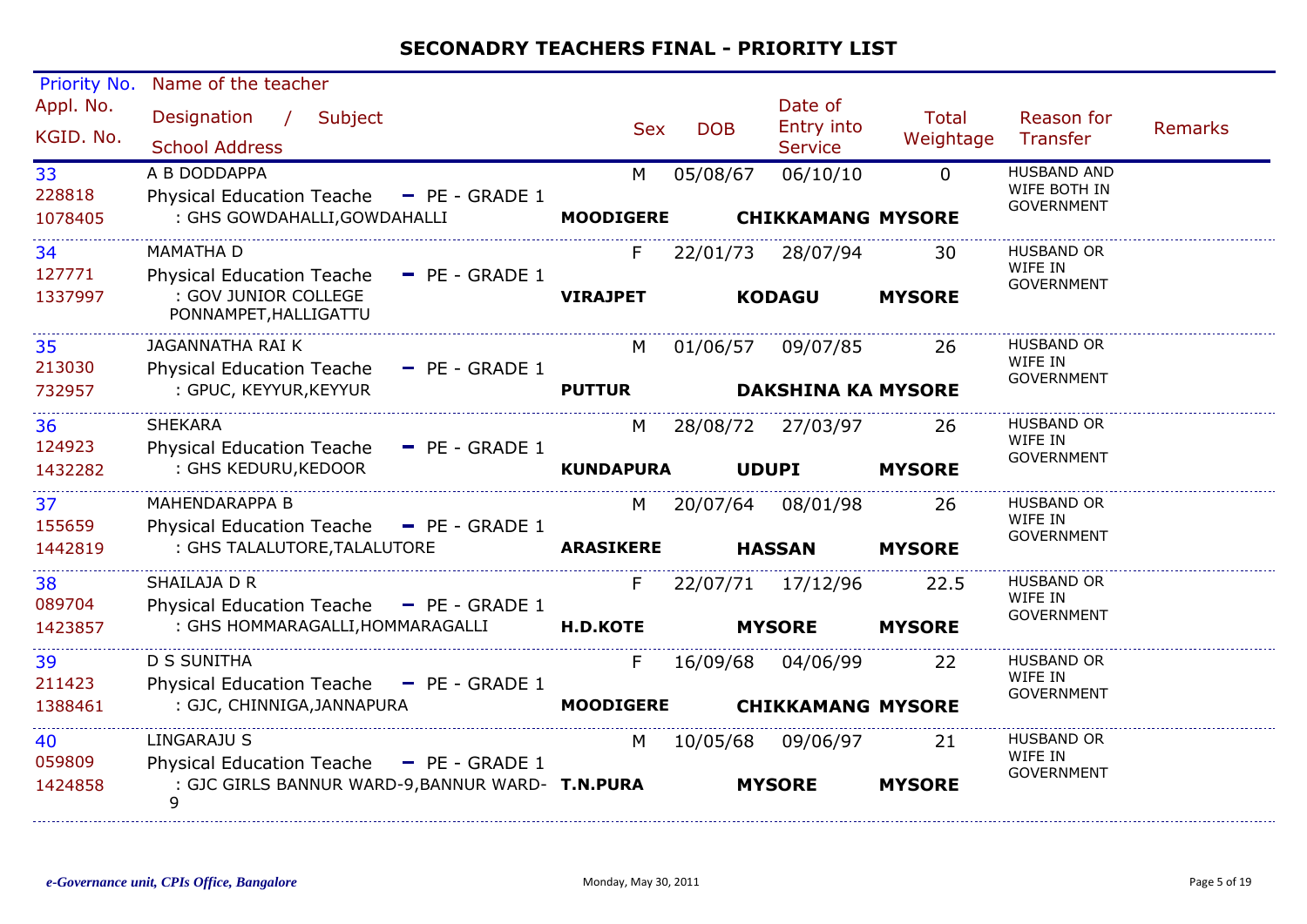## SECONADRY TEACHERS FINAL - PRIORITY LIST

| Priority No. / Appl. No. / KGID. No. | Name of the teacher / Designation / Subject / School Address | Sex | DOB | Date of Entry into Service | Total Weightage | Reason for Transfer | Remarks |
|---|---|---|---|---|---|---|---|
| 33<br>228818<br>1078405 | A B DODDAPPA<br>Physical Education Teache - PE - GRADE 1<br>: GHS GOWDAHALLI,GOWDAHALLI<br>**MOODIGERE** **CHIKKAMANG** **MYSORE** | M | 05/08/67 | 06/10/10 | 0 | HUSBAND AND WIFE BOTH IN GOVERNMENT | |
| 34<br>127771<br>1337997 | MAMATHA D<br>Physical Education Teache - PE - GRADE 1<br>: GOV JUNIOR COLLEGE PONNAMPET,HALLIGATTU<br>**VIRAJPET** **KODAGU** **MYSORE** | F | 22/01/73 | 28/07/94 | 30 | HUSBAND OR WIFE IN GOVERNMENT | |
| 35<br>213030<br>732957 | JAGANNATHA RAI K<br>Physical Education Teache - PE - GRADE 1<br>: GPUC, KEYYUR,KEYYUR<br>**PUTTUR** **DAKSHINA KA** **MYSORE** | M | 01/06/57 | 09/07/85 | 26 | HUSBAND OR WIFE IN GOVERNMENT | |
| 36<br>124923<br>1432282 | SHEKARA<br>Physical Education Teache - PE - GRADE 1<br>: GHS KEDURU,KEDOOR<br>**KUNDAPURA** **UDUPI** **MYSORE** | M | 28/08/72 | 27/03/97 | 26 | HUSBAND OR WIFE IN GOVERNMENT | |
| 37<br>155659<br>1442819 | MAHENDARAPPA B<br>Physical Education Teache - PE - GRADE 1<br>: GHS TALALUTORE,TALALUTORE<br>**ARASIKERE** **HASSAN** **MYSORE** | M | 20/07/64 | 08/01/98 | 26 | HUSBAND OR WIFE IN GOVERNMENT | |
| 38<br>089704<br>1423857 | SHAILAJA D R<br>Physical Education Teache - PE - GRADE 1<br>: GHS HOMMARAGALLI,HOMMARAGALLI<br>**H.D.KOTE** **MYSORE** **MYSORE** | F | 22/07/71 | 17/12/96 | 22.5 | HUSBAND OR WIFE IN GOVERNMENT | |
| 39<br>211423<br>1388461 | D S SUNITHA<br>Physical Education Teache - PE - GRADE 1<br>: GJC, CHINNIGA,JANNAPURA<br>**MOODIGERE** **CHIKKAMANG** **MYSORE** | F | 16/09/68 | 04/06/99 | 22 | HUSBAND OR WIFE IN GOVERNMENT | |
| 40<br>059809<br>1424858 | LINGARAJU S<br>Physical Education Teache - PE - GRADE 1<br>: GJC GIRLS BANNUR WARD-9,BANNUR WARD-9<br>**T.N.PURA** **MYSORE** **MYSORE** | M | 10/05/68 | 09/06/97 | 21 | HUSBAND OR WIFE IN GOVERNMENT | |

*e-Governance unit, CPIs Office, Bangalore* — Monday, May 30, 2011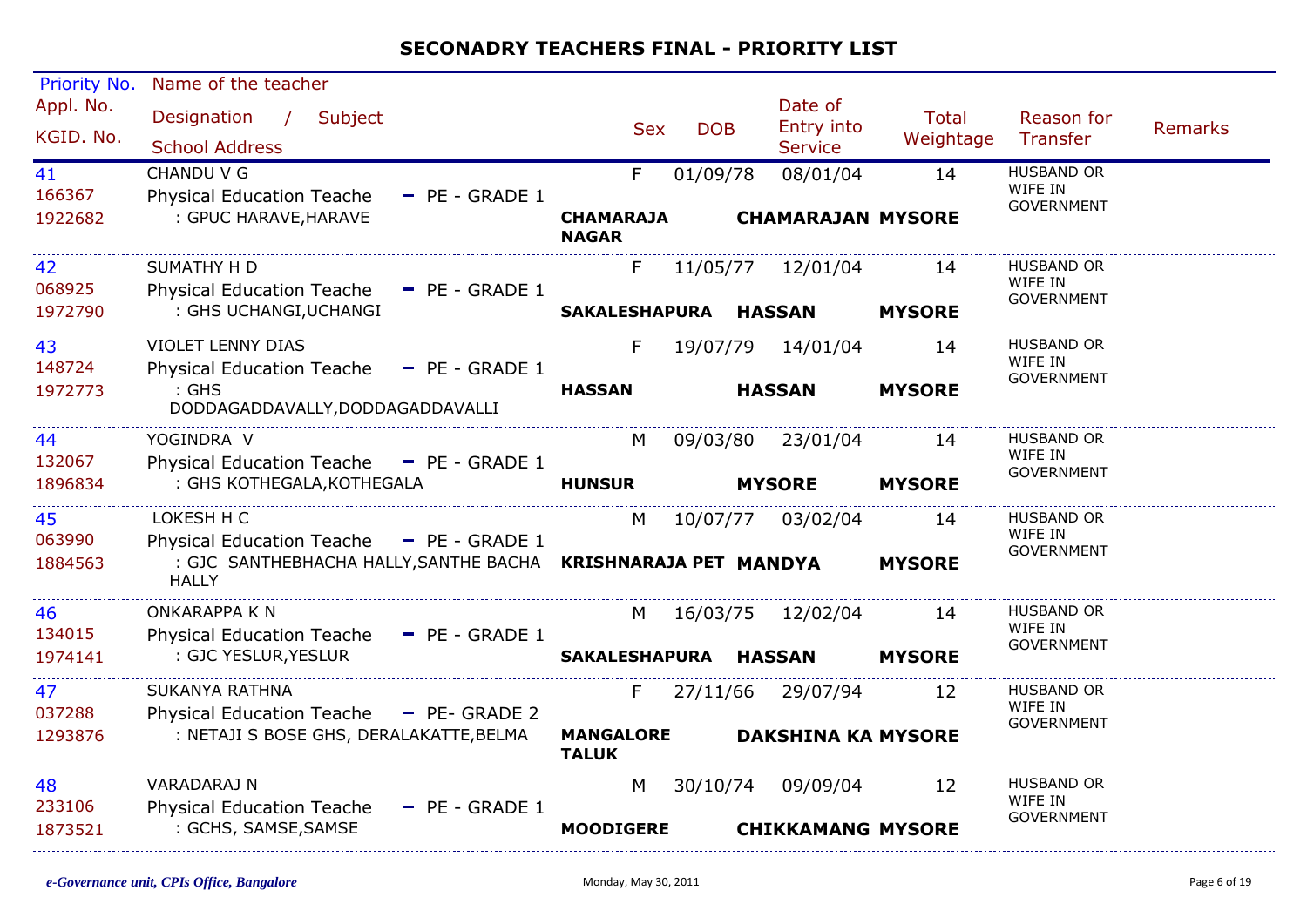# SECONADRY TEACHERS FINAL - PRIORITY LIST

| Priority No. / Appl. No. / KGID. No. | Name of the teacher / Designation / Subject / School Address | Sex | DOB | Date of Entry into Service | Total Weightage | Reason for Transfer | Remarks |
|---|---|---|---|---|---|---|---|
| 41<br>166367<br>1922682 | CHANDU V G<br>Physical Education Teache - PE - GRADE 1<br>: GPUC HARAVE,HARAVE<br>**CHAMARAJA NAGAR** **CHAMARAJAN** **MYSORE** | F | 01/09/78 | 08/01/04 | 14 | HUSBAND OR WIFE IN GOVERNMENT | |
| 42<br>068925<br>1972790 | SUMATHY H D<br>Physical Education Teache - PE - GRADE 1<br>: GHS UCHANGI,UCHANGI<br>**SAKALESHAPURA** **HASSAN** **MYSORE** | F | 11/05/77 | 12/01/04 | 14 | HUSBAND OR WIFE IN GOVERNMENT | |
| 43<br>148724<br>1972773 | VIOLET LENNY DIAS<br>Physical Education Teache - PE - GRADE 1<br>: GHS DODDAGADDAVALLY,DODDAGADDAVALLI<br>**HASSAN** **HASSAN** **MYSORE** | F | 19/07/79 | 14/01/04 | 14 | HUSBAND OR WIFE IN GOVERNMENT | |
| 44<br>132067<br>1896834 | YOGINDRA V<br>Physical Education Teache - PE - GRADE 1<br>: GHS KOTHEGALA,KOTHEGALA<br>**HUNSUR** **MYSORE** **MYSORE** | M | 09/03/80 | 23/01/04 | 14 | HUSBAND OR WIFE IN GOVERNMENT | |
| 45<br>063990<br>1884563 | LOKESH H C<br>Physical Education Teache - PE - GRADE 1<br>: GJC SANTHEBHACHA HALLY,SANTHE BACHA HALLY<br>**KRISHNARAJA PET** **MANDYA** **MYSORE** | M | 10/07/77 | 03/02/04 | 14 | HUSBAND OR WIFE IN GOVERNMENT | |
| 46<br>134015<br>1974141 | ONKARAPPA K N<br>Physical Education Teache - PE - GRADE 1<br>: GJC YESLUR,YESLUR<br>**SAKALESHAPURA** **HASSAN** **MYSORE** | M | 16/03/75 | 12/02/04 | 14 | HUSBAND OR WIFE IN GOVERNMENT | |
| 47<br>037288<br>1293876 | SUKANYA RATHNA<br>Physical Education Teache - PE- GRADE 2<br>: NETAJI S BOSE GHS, DERALAKATTE,BELMA<br>**MANGALORE TALUK** **DAKSHINA KA** **MYSORE** | F | 27/11/66 | 29/07/94 | 12 | HUSBAND OR WIFE IN GOVERNMENT | |
| 48<br>233106<br>1873521 | VARADARAJ N<br>Physical Education Teache - PE - GRADE 1<br>: GCHS, SAMSE,SAMSE<br>**MOODIGERE** **CHIKKAMANG** **MYSORE** | M | 30/10/74 | 09/09/04 | 12 | HUSBAND OR WIFE IN GOVERNMENT | |

*e-Governance unit, CPIs Office, Bangalore* Monday, May 30, 2011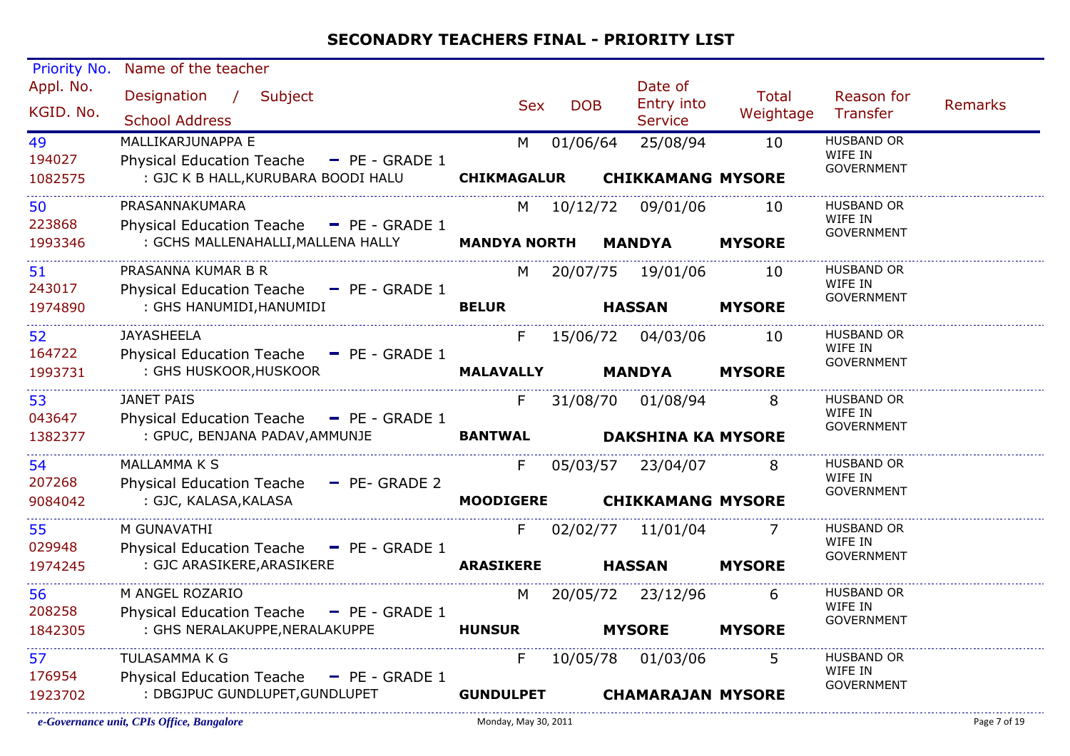# SECONADRY TEACHERS FINAL - PRIORITY LIST

| Priority No. / Appl. No. / KGID. No. | Name of the teacher / Designation / Subject / School Address | Sex | DOB | Date of Entry into Service | Total Weightage | Reason for Transfer | Remarks |
|---|---|---|---|---|---|---|---|
| 49 / 194027 / 1082575 | MALLIKARJUNAPPA E / Physical Education Teache - PE - GRADE 1 / : GJC K B HALL,KURUBARA BOODI HALU **CHIKMAGALUR** **CHIKKAMANG** **MYSORE** | M | 01/06/64 | 25/08/94 | 10 | HUSBAND OR WIFE IN GOVERNMENT | |
| 50 / 223868 / 1993346 | PRASANNAKUMARA / Physical Education Teache - PE - GRADE 1 / : GCHS MALLENAHALLI,MALLENA HALLY **MANDYA NORTH** **MANDYA** **MYSORE** | M | 10/12/72 | 09/01/06 | 10 | HUSBAND OR WIFE IN GOVERNMENT | |
| 51 / 243017 / 1974890 | PRASANNA KUMAR B R / Physical Education Teache - PE - GRADE 1 / : GHS HANUMIDI,HANUMIDI **BELUR** **HASSAN** **MYSORE** | M | 20/07/75 | 19/01/06 | 10 | HUSBAND OR WIFE IN GOVERNMENT | |
| 52 / 164722 / 1993731 | JAYASHEELA / Physical Education Teache - PE - GRADE 1 / : GHS HUSKOOR,HUSKOOR **MALAVALLY** **MANDYA** **MYSORE** | F | 15/06/72 | 04/03/06 | 10 | HUSBAND OR WIFE IN GOVERNMENT | |
| 53 / 043647 / 1382377 | JANET PAIS / Physical Education Teache - PE - GRADE 1 / : GPUC, BENJANA PADAV,AMMUNJE **BANTWAL** **DAKSHINA KA** **MYSORE** | F | 31/08/70 | 01/08/94 | 8 | HUSBAND OR WIFE IN GOVERNMENT | |
| 54 / 207268 / 9084042 | MALLAMMA K S / Physical Education Teache - PE- GRADE 2 / : GJC, KALASA,KALASA **MOODIGERE** **CHIKKAMANG** **MYSORE** | F | 05/03/57 | 23/04/07 | 8 | HUSBAND OR WIFE IN GOVERNMENT | |
| 55 / 029948 / 1974245 | M GUNAVATHI / Physical Education Teache - PE - GRADE 1 / : GJC ARASIKERE,ARASIKERE **ARASIKERE** **HASSAN** **MYSORE** | F | 02/02/77 | 11/01/04 | 7 | HUSBAND OR WIFE IN GOVERNMENT | |
| 56 / 208258 / 1842305 | M ANGEL ROZARIO / Physical Education Teache - PE - GRADE 1 / : GHS NERALAKUPPE,NERALAKUPPE **HUNSUR** **MYSORE** **MYSORE** | M | 20/05/72 | 23/12/96 | 6 | HUSBAND OR WIFE IN GOVERNMENT | |
| 57 / 176954 / 1923702 | TULASAMMA K G / Physical Education Teache - PE - GRADE 1 / : DBGJPUC GUNDLUPET,GUNDLUPET **GUNDULPET** **CHAMARAJAN** **MYSORE** | F | 10/05/78 | 01/03/06 | 5 | HUSBAND OR WIFE IN GOVERNMENT | |

*e-Governance unit, CPIs Office, Bangalore* Monday, May 30, 2011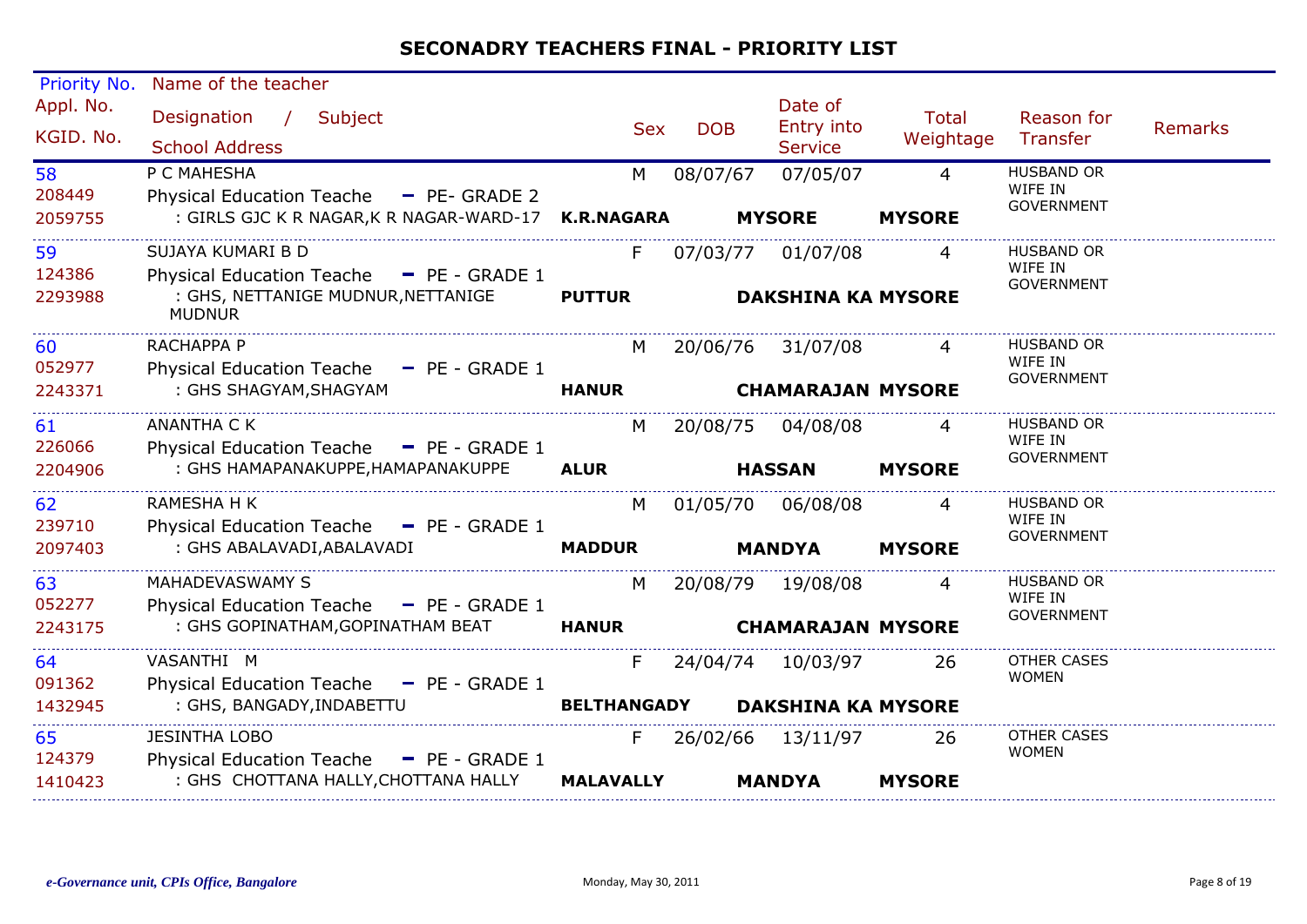## SECONADRY TEACHERS FINAL - PRIORITY LIST

| Priority No. / Appl. No. / KGID. No. | Name of the teacher / Designation / Subject / School Address | | Sex | DOB | Date of Entry into Service | Total Weightage | Reason for Transfer | Remarks |
|---|---|---|---|---|---|---|---|---|
| 58<br>208449<br>2059755 | P C MAHESHA<br>Physical Education Teache - PE- GRADE 2<br>: GIRLS GJC K R NAGAR,K R NAGAR-WARD-17 | **K.R.NAGARA** | M | 08/07/67 | 07/05/07<br>**MYSORE** | 4<br>**MYSORE** | HUSBAND OR WIFE IN GOVERNMENT | |
| 59<br>124386<br>2293988 | SUJAYA KUMARI B D<br>Physical Education Teache - PE - GRADE 1<br>: GHS, NETTANIGE MUDNUR,NETTANIGE MUDNUR | **PUTTUR** | F | 07/03/77 | 01/07/08<br>**DAKSHINA KA** | 4<br>**MYSORE** | HUSBAND OR WIFE IN GOVERNMENT | |
| 60<br>052977<br>2243371 | RACHAPPA P<br>Physical Education Teache - PE - GRADE 1<br>: GHS SHAGYAM,SHAGYAM | **HANUR** | M | 20/06/76 | 31/07/08<br>**CHAMARAJAN** | 4<br>**MYSORE** | HUSBAND OR WIFE IN GOVERNMENT | |
| 61<br>226066<br>2204906 | ANANTHA C K<br>Physical Education Teache - PE - GRADE 1<br>: GHS HAMAPANAKUPPE,HAMAPANAKUPPE | **ALUR** | M | 20/08/75 | 04/08/08<br>**HASSAN** | 4<br>**MYSORE** | HUSBAND OR WIFE IN GOVERNMENT | |
| 62<br>239710<br>2097403 | RAMESHA H K<br>Physical Education Teache - PE - GRADE 1<br>: GHS ABALAVADI,ABALAVADI | **MADDUR** | M | 01/05/70 | 06/08/08<br>**MANDYA** | 4<br>**MYSORE** | HUSBAND OR WIFE IN GOVERNMENT | |
| 63<br>052277<br>2243175 | MAHADEVASWAMY S<br>Physical Education Teache - PE - GRADE 1<br>: GHS GOPINATHAM,GOPINATHAM BEAT | **HANUR** | M | 20/08/79 | 19/08/08<br>**CHAMARAJAN** | 4<br>**MYSORE** | HUSBAND OR WIFE IN GOVERNMENT | |
| 64<br>091362<br>1432945 | VASANTHI M<br>Physical Education Teache - PE - GRADE 1<br>: GHS, BANGADY,INDABETTU | **BELTHANGADY** | F | 24/04/74 | 10/03/97<br>**DAKSHINA KA** | 26<br>**MYSORE** | OTHER CASES WOMEN | |
| 65<br>124379<br>1410423 | JESINTHA LOBO<br>Physical Education Teache - PE - GRADE 1<br>: GHS CHOTTANA HALLY,CHOTTANA HALLY | **MALAVALLY** | F | 26/02/66 | 13/11/97<br>**MANDYA** | 26<br>**MYSORE** | OTHER CASES WOMEN | |

*e-Governance unit, CPIs Office, Bangalore* Monday, May 30, 2011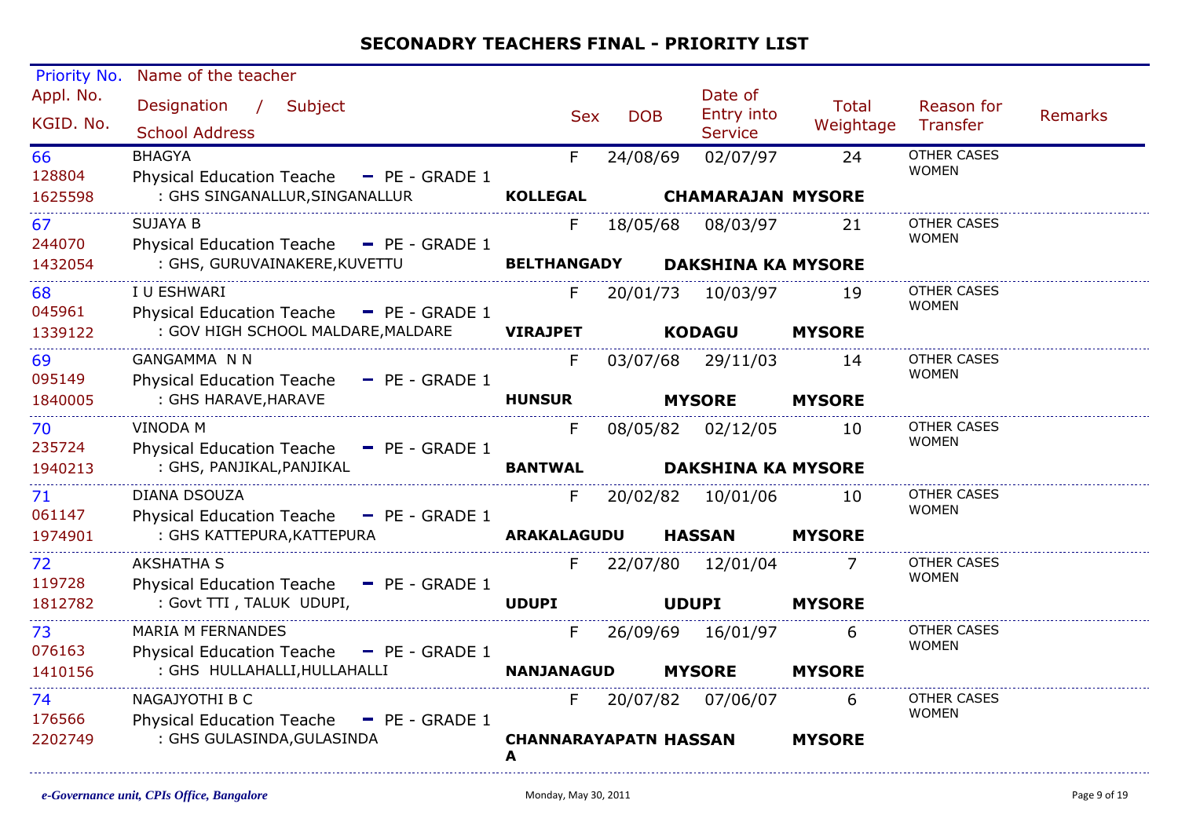## SECONADRY TEACHERS FINAL - PRIORITY LIST

| Priority No. / Appl. No. / KGID. No. | Name of the teacher / Designation / Subject / School Address | Sex | DOB | Date of Entry into Service | Total Weightage | Reason for Transfer | Remarks |
|---|---|---|---|---|---|---|---|
| 66 / 128804 / 1625598 | BHAGYA / Physical Education Teache - PE - GRADE 1 / : GHS SINGANALLUR,SINGANALLUR / **KOLLEGAL CHAMARAJAN MYSORE** | F | 24/08/69 | 02/07/97 | 24 | OTHER CASES WOMEN | |
| 67 / 244070 / 1432054 | SUJAYA B / Physical Education Teache - PE - GRADE 1 / : GHS, GURUVAINAKERE,KUVETTU / **BELTHANGADY DAKSHINA KA MYSORE** | F | 18/05/68 | 08/03/97 | 21 | OTHER CASES WOMEN | |
| 68 / 045961 / 1339122 | I U ESHWARI / Physical Education Teache - PE - GRADE 1 / : GOV HIGH SCHOOL MALDARE,MALDARE / **VIRAJPET KODAGU MYSORE** | F | 20/01/73 | 10/03/97 | 19 | OTHER CASES WOMEN | |
| 69 / 095149 / 1840005 | GANGAMMA N N / Physical Education Teache - PE - GRADE 1 / : GHS HARAVE,HARAVE / **HUNSUR MYSORE MYSORE** | F | 03/07/68 | 29/11/03 | 14 | OTHER CASES WOMEN | |
| 70 / 235724 / 1940213 | VINODA M / Physical Education Teache - PE - GRADE 1 / : GHS, PANJIKAL,PANJIKAL / **BANTWAL DAKSHINA KA MYSORE** | F | 08/05/82 | 02/12/05 | 10 | OTHER CASES WOMEN | |
| 71 / 061147 / 1974901 | DIANA DSOUZA / Physical Education Teache - PE - GRADE 1 / : GHS KATTEPURA,KATTEPURA / **ARAKALAGUDU HASSAN MYSORE** | F | 20/02/82 | 10/01/06 | 10 | OTHER CASES WOMEN | |
| 72 / 119728 / 1812782 | AKSHATHA S / Physical Education Teache - PE - GRADE 1 / : Govt TTI , TALUK UDUPI, / **UDUPI UDUPI MYSORE** | F | 22/07/80 | 12/01/04 | 7 | OTHER CASES WOMEN | |
| 73 / 076163 / 1410156 | MARIA M FERNANDES / Physical Education Teache - PE - GRADE 1 / : GHS HULLAHALLI,HULLAHALLI / **NANJANAGUD MYSORE MYSORE** | F | 26/09/69 | 16/01/97 | 6 | OTHER CASES WOMEN | |
| 74 / 176566 / 2202749 | NAGAJYOTHI B C / Physical Education Teache - PE - GRADE 1 / : GHS GULASINDA,GULASINDA / **CHANNARAYAPATNA HASSAN MYSORE** | F | 20/07/82 | 07/06/07 | 6 | OTHER CASES WOMEN | |

*e-Governance unit, CPIs Office, Bangalore* Monday, May 30, 2011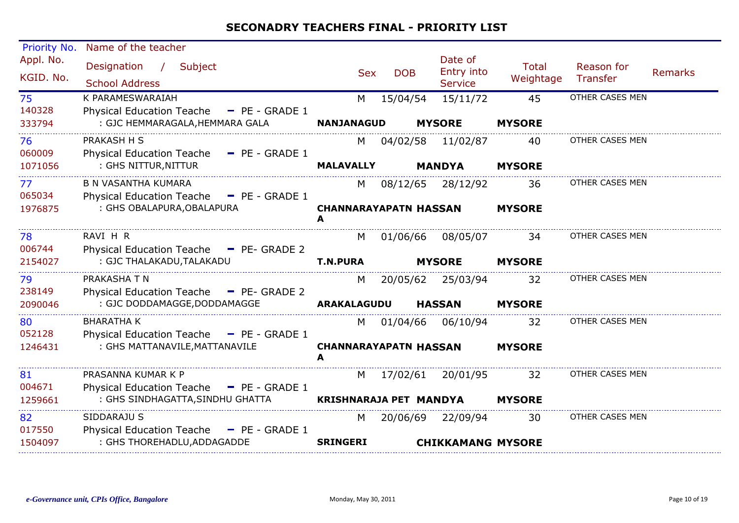## SECONADRY TEACHERS FINAL - PRIORITY LIST

| Priority No. / Appl. No. / KGID. No. | Name of the teacher / Designation / Subject / School Address | Sex | DOB | Date of Entry into Service | Total Weightage | Reason for Transfer | Remarks |
|---|---|---|---|---|---|---|---|
| 75 / 140328 / 333794 | K PARAMESWARAIAH / Physical Education Teache - PE - GRADE 1 / : GJC HEMMARAGALA,HEMMARA GALA / **NANJANAGUD** / **MYSORE** / **MYSORE** | M | 15/04/54 | 15/11/72 | 45 | OTHER CASES MEN | |
| 76 / 060009 / 1071056 | PRAKASH H S / Physical Education Teache - PE - GRADE 1 / : GHS NITTUR,NITTUR / **MALAVALLY** / **MANDYA** / **MYSORE** | M | 04/02/58 | 11/02/87 | 40 | OTHER CASES MEN | |
| 77 / 065034 / 1976875 | B N VASANTHA KUMARA / Physical Education Teache - PE - GRADE 1 / : GHS OBALAPURA,OBALAPURA / **CHANNARAYAPATNA** / **HASSAN** / **MYSORE** | M | 08/12/65 | 28/12/92 | 36 | OTHER CASES MEN | |
| 78 / 006744 / 2154027 | RAVI H R / Physical Education Teache - PE- GRADE 2 / : GJC THALAKADU,TALAKADU / **T.N.PURA** / **MYSORE** / **MYSORE** | M | 01/06/66 | 08/05/07 | 34 | OTHER CASES MEN | |
| 79 / 238149 / 2090046 | PRAKASHA T N / Physical Education Teache - PE- GRADE 2 / : GJC DODDAMAGGE,DODDAMAGGE / **ARAKALAGUDU** / **HASSAN** / **MYSORE** | M | 20/05/62 | 25/03/94 | 32 | OTHER CASES MEN | |
| 80 / 052128 / 1246431 | BHARATHA K / Physical Education Teache - PE - GRADE 1 / : GHS MATTANAVILE,MATTANAVILE / **CHANNARAYAPATNA** / **HASSAN** / **MYSORE** | M | 01/04/66 | 06/10/94 | 32 | OTHER CASES MEN | |
| 81 / 004671 / 1259661 | PRASANNA KUMAR K P / Physical Education Teache - PE - GRADE 1 / : GHS SINDHAGATTA,SINDHU GHATTA / **KRISHNARAJA PET** / **MANDYA** / **MYSORE** | M | 17/02/61 | 20/01/95 | 32 | OTHER CASES MEN | |
| 82 / 017550 / 1504097 | SIDDARAJU S / Physical Education Teache - PE - GRADE 1 / : GHS THOREHADLU,ADDAGADDE / **SRINGERI** / **CHIKKAMANG** / **MYSORE** | M | 20/06/69 | 22/09/94 | 30 | OTHER CASES MEN | |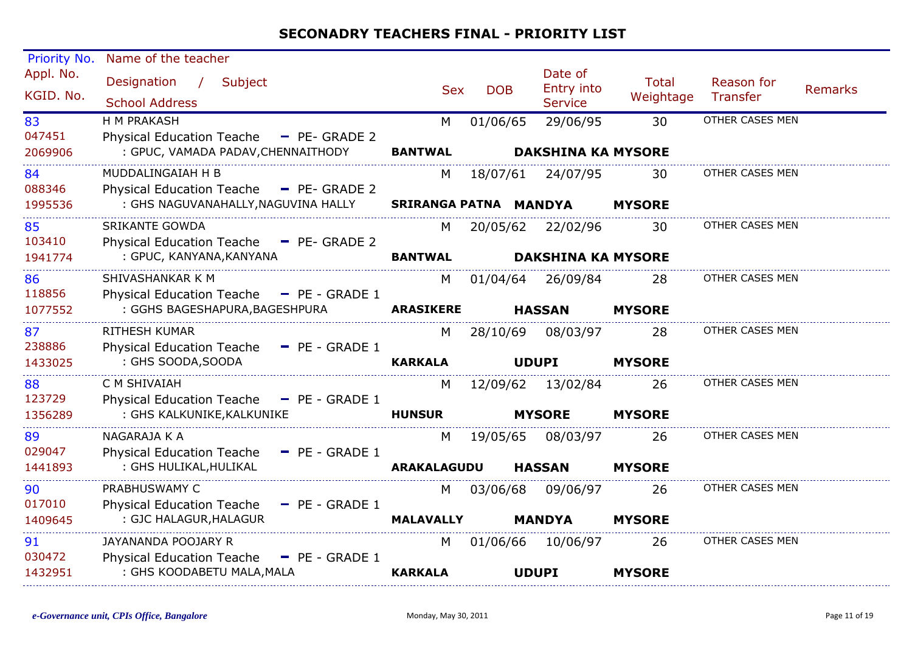## SECONADRY TEACHERS FINAL - PRIORITY LIST

| Priority No. / Appl. No. / KGID. No. | Name of the teacher / Designation / Subject / School Address | Sex | DOB | Date of Entry into Service | Total Weightage | Reason for Transfer | Remarks |
|---|---|---|---|---|---|---|---|
| 83 / 047451 / 2069906 | H M PRAKASH / Physical Education Teache - PE- GRADE 2 / : GPUC, VAMADA PADAV,CHENNAITHODY / BANTWAL DAKSHINA KA MYSORE | M | 01/06/65 | 29/06/95 | 30 | OTHER CASES MEN | |
| 84 / 088346 / 1995536 | MUDDALINGAIAH H B / Physical Education Teache - PE- GRADE 2 / : GHS NAGUVANAHALLY,NAGUVINA HALLY / SRIRANGA PATNA MANDYA MYSORE | M | 18/07/61 | 24/07/95 | 30 | OTHER CASES MEN | |
| 85 / 103410 / 1941774 | SRIKANTE GOWDA / Physical Education Teache - PE- GRADE 2 / : GPUC, KANYANA,KANYANA / BANTWAL DAKSHINA KA MYSORE | M | 20/05/62 | 22/02/96 | 30 | OTHER CASES MEN | |
| 86 / 118856 / 1077552 | SHIVASHANKAR K M / Physical Education Teache - PE - GRADE 1 / : GGHS BAGESHAPURA,BAGESHPURA / ARASIKERE HASSAN MYSORE | M | 01/04/64 | 26/09/84 | 28 | OTHER CASES MEN | |
| 87 / 238886 / 1433025 | RITHESH KUMAR / Physical Education Teache - PE - GRADE 1 / : GHS SOODA,SOODA / KARKALA UDUPI MYSORE | M | 28/10/69 | 08/03/97 | 28 | OTHER CASES MEN | |
| 88 / 123729 / 1356289 | C M SHIVAIAH / Physical Education Teache - PE - GRADE 1 / : GHS KALKUNIKE,KALKUNIKE / HUNSUR MYSORE MYSORE | M | 12/09/62 | 13/02/84 | 26 | OTHER CASES MEN | |
| 89 / 029047 / 1441893 | NAGARAJA K A / Physical Education Teache - PE - GRADE 1 / : GHS HULIKAL,HULIKAL / ARAKALAGUDU HASSAN MYSORE | M | 19/05/65 | 08/03/97 | 26 | OTHER CASES MEN | |
| 90 / 017010 / 1409645 | PRABHUSWAMY C / Physical Education Teache - PE - GRADE 1 / : GJC HALAGUR,HALAGUR / MALAVALLY MANDYA MYSORE | M | 03/06/68 | 09/06/97 | 26 | OTHER CASES MEN | |
| 91 / 030472 / 1432951 | JAYANANDA POOJARY R / Physical Education Teache - PE - GRADE 1 / : GHS KOODABETU MALA,MALA / KARKALA UDUPI MYSORE | M | 01/06/66 | 10/06/97 | 26 | OTHER CASES MEN | |

*e-Governance unit, CPIs Office, Bangalore* Monday, May 30, 2011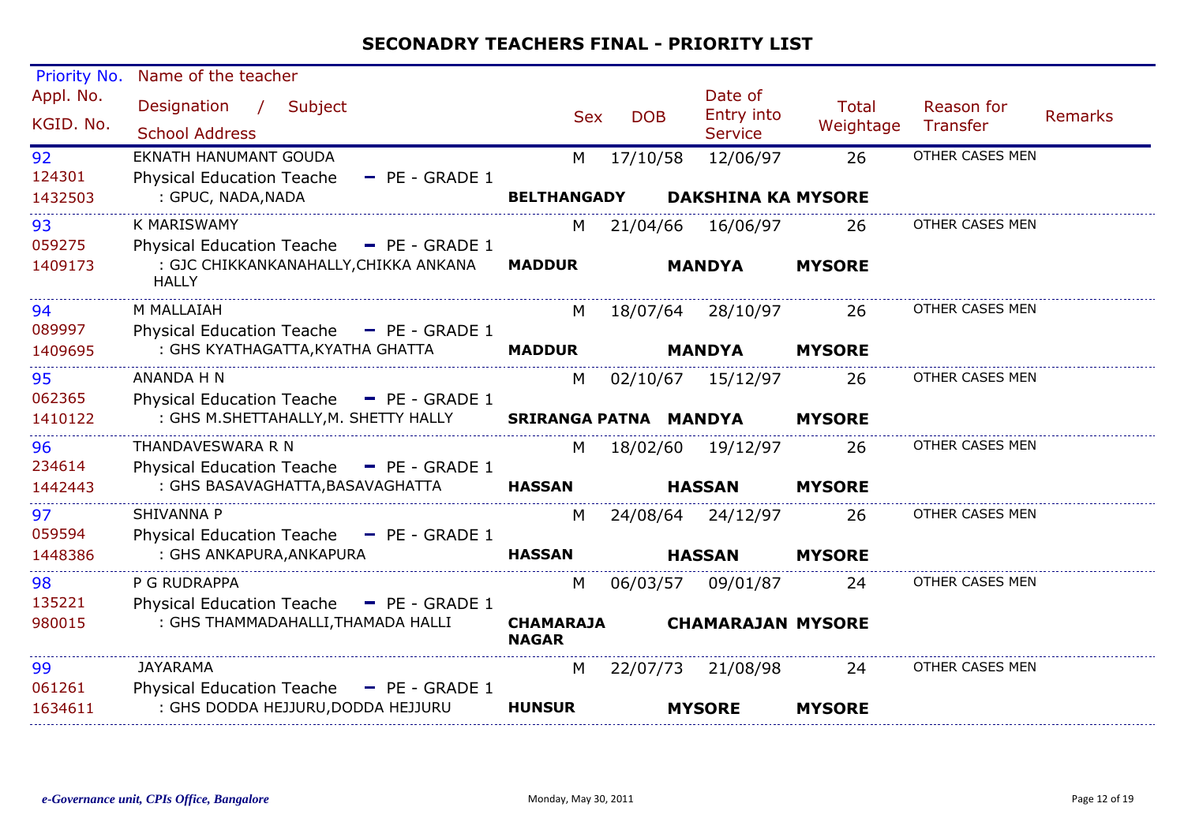# SECONADRY TEACHERS FINAL - PRIORITY LIST

| Priority No. / Appl. No. / KGID. No. | Name of the teacher / Designation / Subject / School Address | Sex | DOB | Date of Entry into Service | Total Weightage | Reason for Transfer | Remarks |
|---|---|---|---|---|---|---|---|
| 92 / 124301 / 1432503 | EKNATH HANUMANT GOUDA / Physical Education Teache - PE - GRADE 1 / : GPUC, NADA,NADA / BELTHANGADY / DAKSHINA KA / MYSORE | M | 17/10/58 | 12/06/97 | 26 | OTHER CASES MEN | |
| 93 / 059275 / 1409173 | K MARISWAMY / Physical Education Teache - PE - GRADE 1 / : GJC CHIKKANKANAHALLY,CHIKKA ANKANA HALLY / MADDUR / MANDYA / MYSORE | M | 21/04/66 | 16/06/97 | 26 | OTHER CASES MEN | |
| 94 / 089997 / 1409695 | M MALLAIAH / Physical Education Teache - PE - GRADE 1 / : GHS KYATHAGATTA,KYATHA GHATTA / MADDUR / MANDYA / MYSORE | M | 18/07/64 | 28/10/97 | 26 | OTHER CASES MEN | |
| 95 / 062365 / 1410122 | ANANDA H N / Physical Education Teache - PE - GRADE 1 / : GHS M.SHETTAHALLY,M. SHETTY HALLY / SRIRANGA PATNA / MANDYA / MYSORE | M | 02/10/67 | 15/12/97 | 26 | OTHER CASES MEN | |
| 96 / 234614 / 1442443 | THANDAVESWARA R N / Physical Education Teache - PE - GRADE 1 / : GHS BASAVAGHATTA,BASAVAGHATTA / HASSAN / HASSAN / MYSORE | M | 18/02/60 | 19/12/97 | 26 | OTHER CASES MEN | |
| 97 / 059594 / 1448386 | SHIVANNA P / Physical Education Teache - PE - GRADE 1 / : GHS ANKAPURA,ANKAPURA / HASSAN / HASSAN / MYSORE | M | 24/08/64 | 24/12/97 | 26 | OTHER CASES MEN | |
| 98 / 135221 / 980015 | P G RUDRAPPA / Physical Education Teache - PE - GRADE 1 / : GHS THAMMADAHALLI,THAMADA HALLI / CHAMARAJA NAGAR / CHAMARAJAN / MYSORE | M | 06/03/57 | 09/01/87 | 24 | OTHER CASES MEN | |
| 99 / 061261 / 1634611 | JAYARAMA / Physical Education Teache - PE - GRADE 1 / : GHS DODDA HEJJURU,DODDA HEJJURU / HUNSUR / MYSORE / MYSORE | M | 22/07/73 | 21/08/98 | 24 | OTHER CASES MEN | |

*e-Governance unit, CPIs Office, Bangalore* Monday, May 30, 2011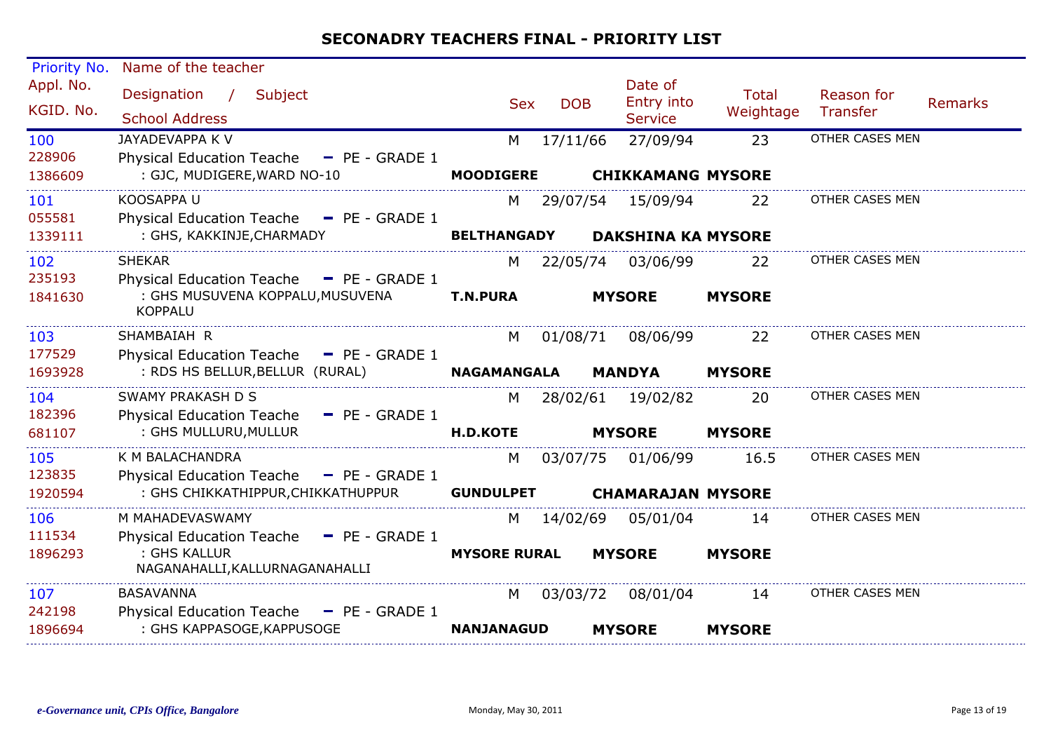## SECONADRY TEACHERS FINAL - PRIORITY LIST

| Priority No. / Appl. No. / KGID. No. | Name of the teacher / Designation / Subject / School Address | Sex | DOB | Date of Entry into Service | Total Weightage | Reason for Transfer | Remarks |
|---|---|---|---|---|---|---|---|
| 100 / 228906 / 1386609 | JAYADEVAPPA K V / Physical Education Teache - PE - GRADE 1 / : GJC, MUDIGERE,WARD NO-10 / MOODIGERE CHIKKAMANG MYSORE | M | 17/11/66 | 27/09/94 | 23 | OTHER CASES MEN | |
| 101 / 055581 / 1339111 | KOOSAPPA U / Physical Education Teache - PE - GRADE 1 / : GHS, KAKKINJE,CHARMADY / BELTHANGADY DAKSHINA KA MYSORE | M | 29/07/54 | 15/09/94 | 22 | OTHER CASES MEN | |
| 102 / 235193 / 1841630 | SHEKAR / Physical Education Teache - PE - GRADE 1 / : GHS MUSUVENA KOPPALU,MUSUVENA KOPPALU / T.N.PURA MYSORE MYSORE | M | 22/05/74 | 03/06/99 | 22 | OTHER CASES MEN | |
| 103 / 177529 / 1693928 | SHAMBAIAH R / Physical Education Teache - PE - GRADE 1 / : RDS HS BELLUR,BELLUR (RURAL) / NAGAMANGALA MANDYA MYSORE | M | 01/08/71 | 08/06/99 | 22 | OTHER CASES MEN | |
| 104 / 182396 / 681107 | SWAMY PRAKASH D S / Physical Education Teache - PE - GRADE 1 / : GHS MULLURU,MULLUR / H.D.KOTE MYSORE MYSORE | M | 28/02/61 | 19/02/82 | 20 | OTHER CASES MEN | |
| 105 / 123835 / 1920594 | K M BALACHANDRA / Physical Education Teache - PE - GRADE 1 / : GHS CHIKKATHIPPUR,CHIKKATHUPPUR / GUNDULPET CHAMARAJAN MYSORE | M | 03/07/75 | 01/06/99 | 16.5 | OTHER CASES MEN | |
| 106 / 111534 / 1896293 | M MAHADEVASWAMY / Physical Education Teache - PE - GRADE 1 / : GHS KALLUR NAGANAHALLI,KALLURNAGANAHALLI / MYSORE RURAL MYSORE MYSORE | M | 14/02/69 | 05/01/04 | 14 | OTHER CASES MEN | |
| 107 / 242198 / 1896694 | BASAVANNA / Physical Education Teache - PE - GRADE 1 / : GHS KAPPASOGE,KAPPUSOGE / NANJANAGUD MYSORE MYSORE | M | 03/03/72 | 08/01/04 | 14 | OTHER CASES MEN | |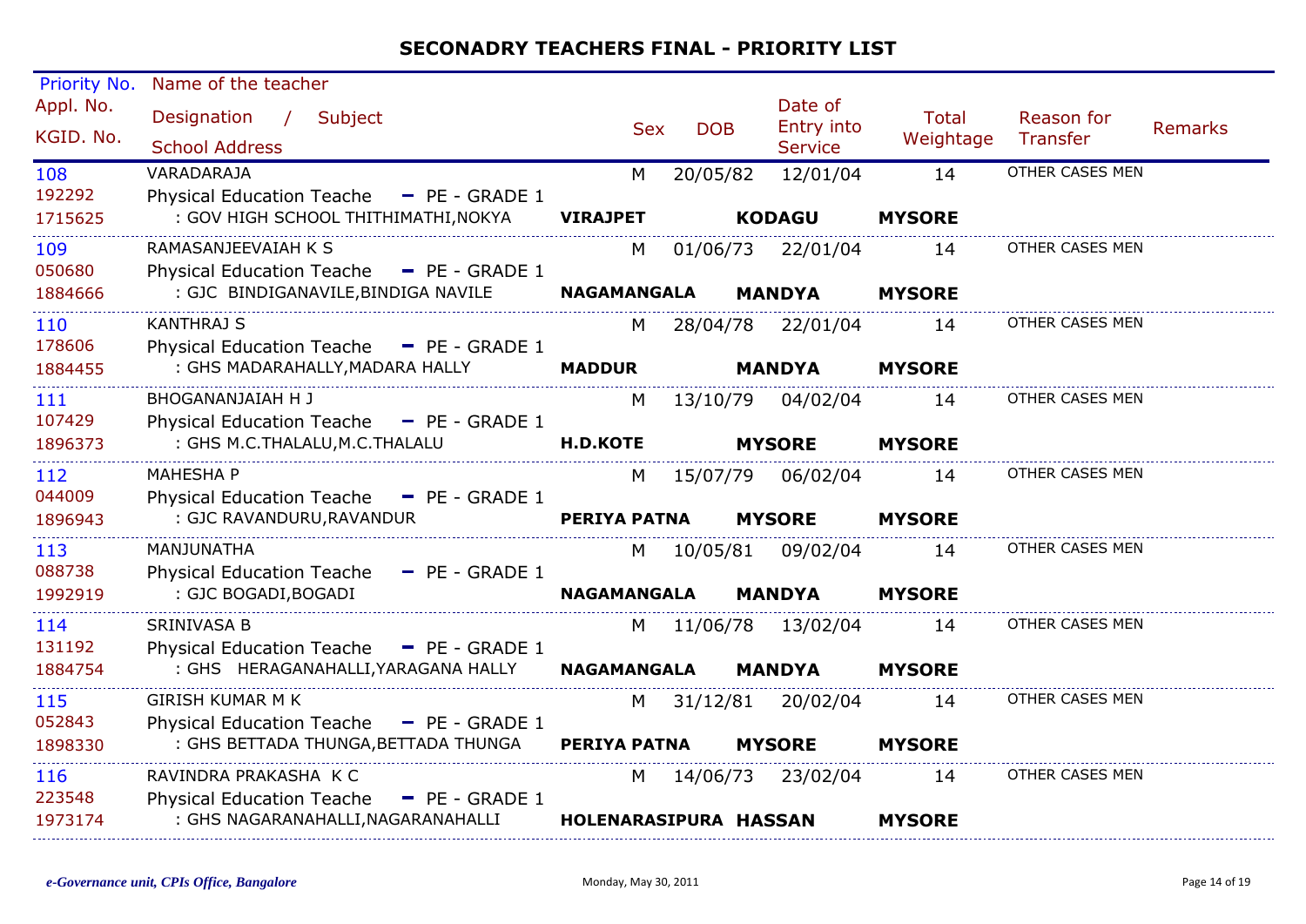# SECONADRY TEACHERS FINAL - PRIORITY LIST

| Priority No. / Appl. No. / KGID. No. | Name of the teacher / Designation / Subject / School Address | | | Sex | DOB | Date of Entry into Service | Total Weightage | Reason for Transfer | Remarks |
|---|---|---|---|---|---|---|---|---|---|
| 108 / 192292 / 1715625 | VARADARAJA / Physical Education Teache - PE - GRADE 1 / : GOV HIGH SCHOOL THITHIMATHI,NOKYA | **VIRAJPET** | **KODAGU** | M | 20/05/82 | 12/01/04 | 14 **MYSORE** | OTHER CASES MEN | |
| 109 / 050680 / 1884666 | RAMASANJEEVAIAH K S / Physical Education Teache - PE - GRADE 1 / : GJC BINDIGANAVILE,BINDIGA NAVILE | **NAGAMANGALA** | **MANDYA** | M | 01/06/73 | 22/01/04 | 14 **MYSORE** | OTHER CASES MEN | |
| 110 / 178606 / 1884455 | KANTHRAJ S / Physical Education Teache - PE - GRADE 1 / : GHS MADARAHALLY,MADARA HALLY | **MADDUR** | **MANDYA** | M | 28/04/78 | 22/01/04 | 14 **MYSORE** | OTHER CASES MEN | |
| 111 / 107429 / 1896373 | BHOGANANJAIAH H J / Physical Education Teache - PE - GRADE 1 / : GHS M.C.THALALU,M.C.THALALU | **H.D.KOTE** | **MYSORE** | M | 13/10/79 | 04/02/04 | 14 **MYSORE** | OTHER CASES MEN | |
| 112 / 044009 / 1896943 | MAHESHA P / Physical Education Teache - PE - GRADE 1 / : GJC RAVANDURU,RAVANDUR | **PERIYA PATNA** | **MYSORE** | M | 15/07/79 | 06/02/04 | 14 **MYSORE** | OTHER CASES MEN | |
| 113 / 088738 / 1992919 | MANJUNATHA / Physical Education Teache - PE - GRADE 1 / : GJC BOGADI,BOGADI | **NAGAMANGALA** | **MANDYA** | M | 10/05/81 | 09/02/04 | 14 **MYSORE** | OTHER CASES MEN | |
| 114 / 131192 / 1884754 | SRINIVASA B / Physical Education Teache - PE - GRADE 1 / : GHS HERAGANAHALLI,YARAGANA HALLY | **NAGAMANGALA** | **MANDYA** | M | 11/06/78 | 13/02/04 | 14 **MYSORE** | OTHER CASES MEN | |
| 115 / 052843 / 1898330 | GIRISH KUMAR M K / Physical Education Teache - PE - GRADE 1 / : GHS BETTADA THUNGA,BETTADA THUNGA | **PERIYA PATNA** | **MYSORE** | M | 31/12/81 | 20/02/04 | 14 **MYSORE** | OTHER CASES MEN | |
| 116 / 223548 / 1973174 | RAVINDRA PRAKASHA K C / Physical Education Teache - PE - GRADE 1 / : GHS NAGARANAHALLI,NAGARANAHALLI | **HOLENARASIPURA** | **HASSAN** | M | 14/06/73 | 23/02/04 | 14 **MYSORE** | OTHER CASES MEN | |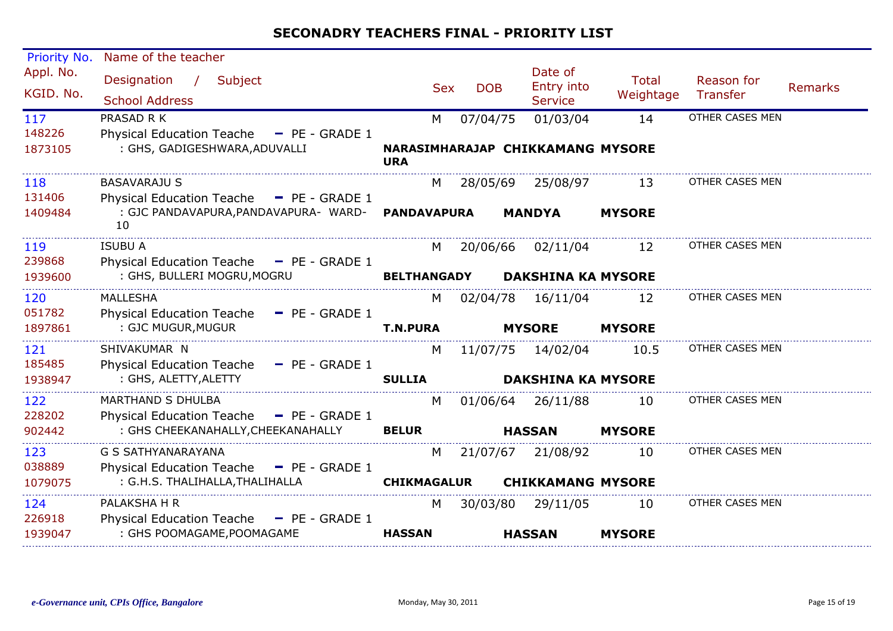## SECONADRY TEACHERS FINAL - PRIORITY LIST

| Priority No. / Appl. No. / KGID. No. | Name of the teacher / Designation / Subject / School Address | Sex | DOB | Date of Entry into Service | Total Weightage | Reason for Transfer | Remarks |
|---|---|---|---|---|---|---|---|
| 117 / 148226 / 1873105 | PRASAD R K / Physical Education Teache - PE - GRADE 1 / : GHS, GADIGESHWARA,ADUVALLI / NARASIMHARAJAPURA CHIKKAMANG MYSORE | M | 07/04/75 | 01/03/04 | 14 | OTHER CASES MEN | |
| 118 / 131406 / 1409484 | BASAVARAJU S / Physical Education Teache - PE - GRADE 1 / : GJC PANDAVAPURA,PANDAVAPURA- WARD-10 / PANDAVAPURA MANDYA MYSORE | M | 28/05/69 | 25/08/97 | 13 | OTHER CASES MEN | |
| 119 / 239868 / 1939600 | ISUBU A / Physical Education Teache - PE - GRADE 1 / : GHS, BULLERI MOGRU,MOGRU / BELTHANGADY DAKSHINA KA MYSORE | M | 20/06/66 | 02/11/04 | 12 | OTHER CASES MEN | |
| 120 / 051782 / 1897861 | MALLESHA / Physical Education Teache - PE - GRADE 1 / : GJC MUGUR,MUGUR / T.N.PURA MYSORE MYSORE | M | 02/04/78 | 16/11/04 | 12 | OTHER CASES MEN | |
| 121 / 185485 / 1938947 | SHIVAKUMAR N / Physical Education Teache - PE - GRADE 1 / : GHS, ALETTY,ALETTY / SULLIA DAKSHINA KA MYSORE | M | 11/07/75 | 14/02/04 | 10.5 | OTHER CASES MEN | |
| 122 / 228202 / 902442 | MARTHAND S DHULBA / Physical Education Teache - PE - GRADE 1 / : GHS CHEEKANAHALLY,CHEEKANAHALLY / BELUR HASSAN MYSORE | M | 01/06/64 | 26/11/88 | 10 | OTHER CASES MEN | |
| 123 / 038889 / 1079075 | G S SATHYANARAYANA / Physical Education Teache - PE - GRADE 1 / : G.H.S. THALIHALLA,THALIHALLA / CHIKMAGALUR CHIKKAMANG MYSORE | M | 21/07/67 | 21/08/92 | 10 | OTHER CASES MEN | |
| 124 / 226918 / 1939047 | PALAKSHA H R / Physical Education Teache - PE - GRADE 1 / : GHS POOMAGAME,POOMAGAME / HASSAN HASSAN MYSORE | M | 30/03/80 | 29/11/05 | 10 | OTHER CASES MEN | |

*e-Governance unit, CPIs Office, Bangalore* Monday, May 30, 2011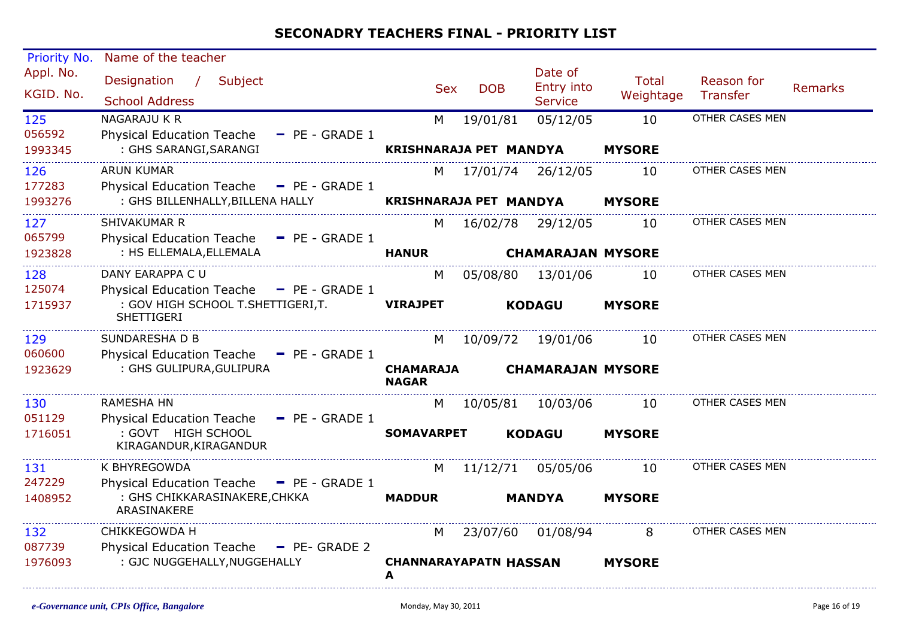# SECONADRY TEACHERS FINAL - PRIORITY LIST

| Priority No. / Appl. No. / KGID. No. | Name of the teacher / Designation / Subject / School Address | Sex | DOB | Date of Entry into Service | Total Weightage | Reason for Transfer | Remarks |
|---|---|---|---|---|---|---|---|
| 125 / 056592 / 1993345 | NAGARAJU K R / Physical Education Teache - PE - GRADE 1 / : GHS SARANGI,SARANGI / **KRISHNARAJA PET MANDYA MYSORE** | M | 19/01/81 | 05/12/05 | 10 | OTHER CASES MEN | |
| 126 / 177283 / 1993276 | ARUN KUMAR / Physical Education Teache - PE - GRADE 1 / : GHS BILLENHALLY,BILLENA HALLY / **KRISHNARAJA PET MANDYA MYSORE** | M | 17/01/74 | 26/12/05 | 10 | OTHER CASES MEN | |
| 127 / 065799 / 1923828 | SHIVAKUMAR R / Physical Education Teache - PE - GRADE 1 / : HS ELLEMALA,ELLEMALA / **HANUR CHAMARAJAN MYSORE** | M | 16/02/78 | 29/12/05 | 10 | OTHER CASES MEN | |
| 128 / 125074 / 1715937 | DANY EARAPPA C U / Physical Education Teache - PE - GRADE 1 / : GOV HIGH SCHOOL T.SHETTIGERI,T. SHETTIGERI / **VIRAJPET KODAGU MYSORE** | M | 05/08/80 | 13/01/06 | 10 | OTHER CASES MEN | |
| 129 / 060600 / 1923629 | SUNDARESHA D B / Physical Education Teache - PE - GRADE 1 / : GHS GULIPURA,GULIPURA / **CHAMARAJA NAGAR CHAMARAJAN MYSORE** | M | 10/09/72 | 19/01/06 | 10 | OTHER CASES MEN | |
| 130 / 051129 / 1716051 | RAMESHA HN / Physical Education Teache - PE - GRADE 1 / : GOVT HIGH SCHOOL KIRAGANDUR,KIRAGANDUR / **SOMAVARPET KODAGU MYSORE** | M | 10/05/81 | 10/03/06 | 10 | OTHER CASES MEN | |
| 131 / 247229 / 1408952 | K BHYREGOWDA / Physical Education Teache - PE - GRADE 1 / : GHS CHIKKARASINAKERE,CHKKA ARASINAKERE / **MADDUR MANDYA MYSORE** | M | 11/12/71 | 05/05/06 | 10 | OTHER CASES MEN | |
| 132 / 087739 / 1976093 | CHIKKEGOWDA H / Physical Education Teache - PE- GRADE 2 / : GJC NUGGEHALLY,NUGGEHALLY / **CHANNARAYAPATNA HASSAN MYSORE** | M | 23/07/60 | 01/08/94 | 8 | OTHER CASES MEN | |

*e-Governance unit, CPIs Office, Bangalore* — Monday, May 30, 2011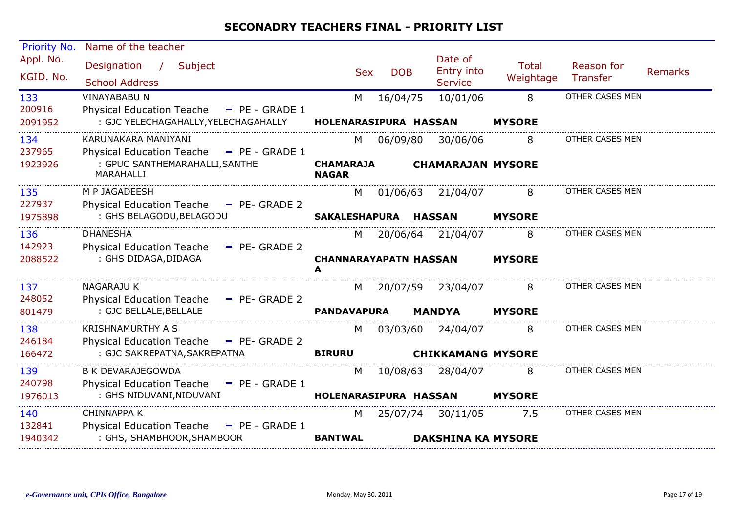## SECONADRY TEACHERS FINAL - PRIORITY LIST

| Priority No. / Appl. No. / KGID. No. | Name of the teacher / Designation / Subject / School Address | Sex | DOB | Date of Entry into Service | Total Weightage | Reason for Transfer | Remarks |
|---|---|---|---|---|---|---|---|
| 133 / 200916 / 2091952 | VINAYABABU N / Physical Education Teache - PE - GRADE 1 / : GJC YELECHAGAHALLY,YELECHAGAHALLY / HOLENARASIPURA HASSAN MYSORE | M | 16/04/75 | 10/01/06 | 8 | OTHER CASES MEN | |
| 134 / 237965 / 1923926 | KARUNAKARA MANIYANI / Physical Education Teache - PE - GRADE 1 / : GPUC SANTHEMARAHALLI,SANTHE MARAHALLI / CHAMARAJA NAGAR CHAMARAJAN MYSORE | M | 06/09/80 | 30/06/06 | 8 | OTHER CASES MEN | |
| 135 / 227937 / 1975898 | M P JAGADEESH / Physical Education Teache - PE- GRADE 2 / : GHS BELAGODU,BELAGODU / SAKALESHAPURA HASSAN MYSORE | M | 01/06/63 | 21/04/07 | 8 | OTHER CASES MEN | |
| 136 / 142923 / 2088522 | DHANESHA / Physical Education Teache - PE- GRADE 2 / : GHS DIDAGA,DIDAGA / CHANNARAYAPATNA HASSAN MYSORE | M | 20/06/64 | 21/04/07 | 8 | OTHER CASES MEN | |
| 137 / 248052 / 801479 | NAGARAJU K / Physical Education Teache - PE- GRADE 2 / : GJC BELLALE,BELLALE / PANDAVAPURA MANDYA MYSORE | M | 20/07/59 | 23/04/07 | 8 | OTHER CASES MEN | |
| 138 / 246184 / 166472 | KRISHNAMURTHY A S / Physical Education Teache - PE- GRADE 2 / : GJC SAKREPATNA,SAKREPATNA / BIRURU CHIKKAMANG MYSORE | M | 03/03/60 | 24/04/07 | 8 | OTHER CASES MEN | |
| 139 / 240798 / 1976013 | B K DEVARAJEGOWDA / Physical Education Teache - PE - GRADE 1 / : GHS NIDUVANI,NIDUVANI / HOLENARASIPURA HASSAN MYSORE | M | 10/08/63 | 28/04/07 | 8 | OTHER CASES MEN | |
| 140 / 132841 / 1940342 | CHINNAPPA K / Physical Education Teache - PE - GRADE 1 / : GHS, SHAMBHOOR,SHAMBOOR / BANTWAL DAKSHINA KA MYSORE | M | 25/07/74 | 30/11/05 | 7.5 | OTHER CASES MEN | |

*e-Governance unit, CPIs Office, Bangalore* Monday, May 30, 2011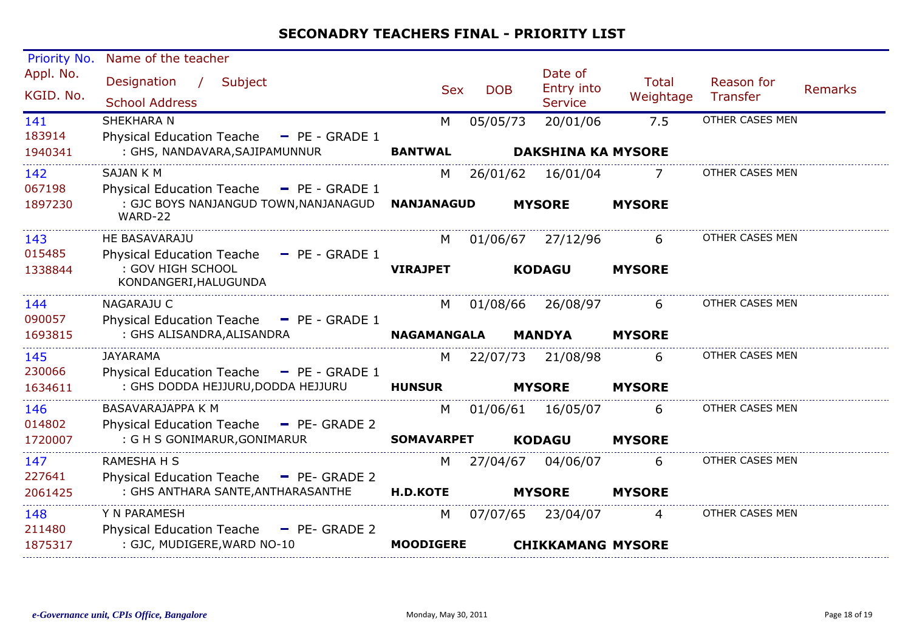# SECONADRY TEACHERS FINAL - PRIORITY LIST

| Priority No. / Appl. No. / KGID. No. | Name of the teacher / Designation / Subject / School Address | Sex | DOB | Date of Entry into Service | Total Weightage | Reason for Transfer | Remarks |
|---|---|---|---|---|---|---|---|
| 141<br>183914<br>1940341 | SHEKHARA N<br>Physical Education Teache - PE - GRADE 1<br>: GHS, NANDAVARA,SAJIPAMUNNUR<br>**BANTWAL** **DAKSHINA KA** **MYSORE** | M | 05/05/73 | 20/01/06 | 7.5 | OTHER CASES MEN | |
| 142<br>067198<br>1897230 | SAJAN K M<br>Physical Education Teache - PE - GRADE 1<br>: GJC BOYS NANJANGUD TOWN,NANJANAGUD WARD-22<br>**NANJANAGUD** **MYSORE** **MYSORE** | M | 26/01/62 | 16/01/04 | 7 | OTHER CASES MEN | |
| 143<br>015485<br>1338844 | HE BASAVARAJU<br>Physical Education Teache - PE - GRADE 1<br>: GOV HIGH SCHOOL KONDANGERI,HALUGUNDA<br>**VIRAJPET** **KODAGU** **MYSORE** | M | 01/06/67 | 27/12/96 | 6 | OTHER CASES MEN | |
| 144<br>090057<br>1693815 | NAGARAJU C<br>Physical Education Teache - PE - GRADE 1<br>: GHS ALISANDRA,ALISANDRA<br>**NAGAMANGALA** **MANDYA** **MYSORE** | M | 01/08/66 | 26/08/97 | 6 | OTHER CASES MEN | |
| 145<br>230066<br>1634611 | JAYARAMA<br>Physical Education Teache - PE - GRADE 1<br>: GHS DODDA HEJJURU,DODDA HEJJURU<br>**HUNSUR** **MYSORE** **MYSORE** | M | 22/07/73 | 21/08/98 | 6 | OTHER CASES MEN | |
| 146<br>014802<br>1720007 | BASAVARAJAPPA K M<br>Physical Education Teache - PE- GRADE 2<br>: G H S GONIMARUR,GONIMARUR<br>**SOMAVARPET** **KODAGU** **MYSORE** | M | 01/06/61 | 16/05/07 | 6 | OTHER CASES MEN | |
| 147<br>227641<br>2061425 | RAMESHA H S<br>Physical Education Teache - PE- GRADE 2<br>: GHS ANTHARA SANTE,ANTHARASANTHE<br>**H.D.KOTE** **MYSORE** **MYSORE** | M | 27/04/67 | 04/06/07 | 6 | OTHER CASES MEN | |
| 148<br>211480<br>1875317 | Y N PARAMESH<br>Physical Education Teache - PE- GRADE 2<br>: GJC, MUDIGERE,WARD NO-10<br>**MOODIGERE** **CHIKKAMANG** **MYSORE** | M | 07/07/65 | 23/04/07 | 4 | OTHER CASES MEN | |

*e-Governance unit, CPIs Office, Bangalore* Monday, May 30, 2011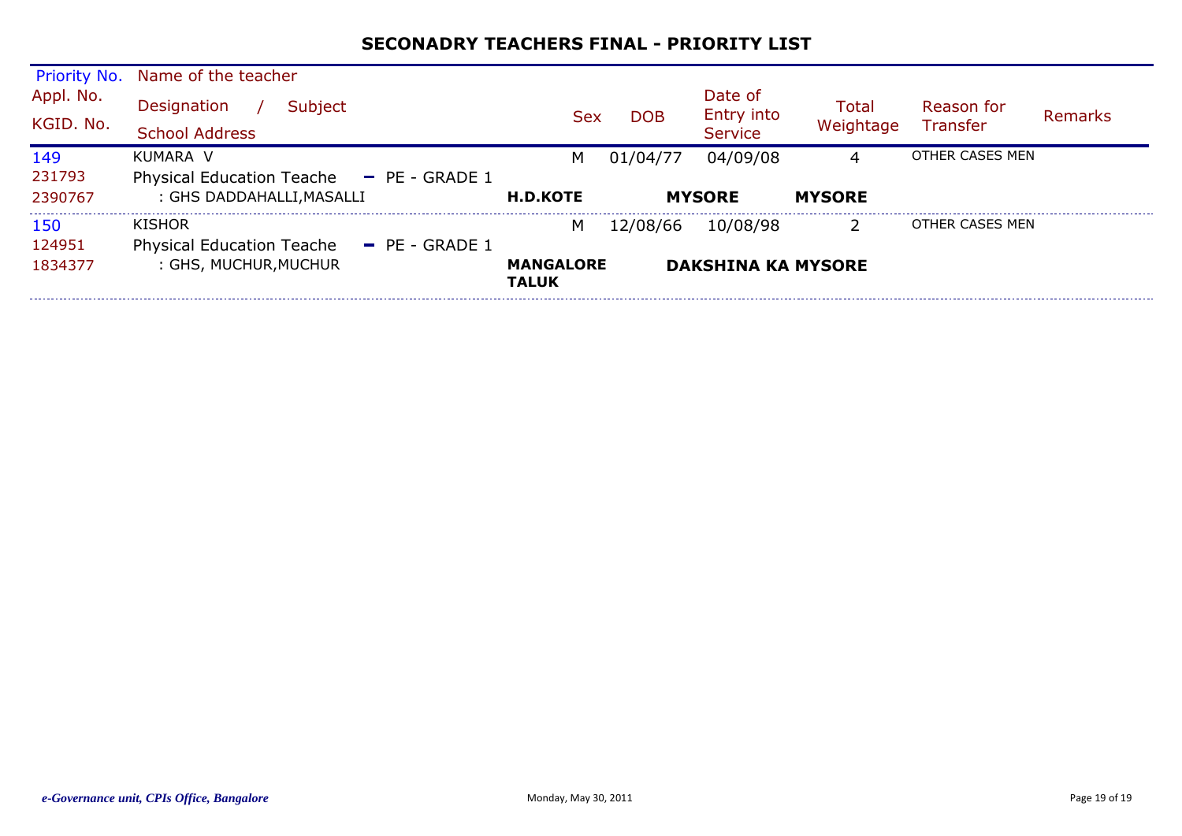# SECONADRY TEACHERS FINAL - PRIORITY LIST

| Priority No. / Appl. No. / KGID. No. | Name of the teacher / Designation / Subject / School Address | | Sex | DOB | Date of Entry into Service | Total Weightage | Reason for Transfer | Remarks |
|---|---|---|---|---|---|---|---|---|
| 149<br>231793<br>2390767 | KUMARA V<br>Physical Education Teache - PE - GRADE 1<br>: GHS DADDAHALLI,MASALLI | H.D.KOTE | M | 01/04/77 | 04/09/08<br>MYSORE | 4<br>MYSORE | OTHER CASES MEN | |
| 150<br>124951<br>1834377 | KISHOR<br>Physical Education Teache - PE - GRADE 1<br>: GHS, MUCHUR,MUCHUR | MANGALORE TALUK | M | 12/08/66 | 10/08/98<br>DAKSHINA KA | 2<br>MYSORE | OTHER CASES MEN | |

*e-Governance unit, CPIs Office, Bangalore*

Monday, May 30, 2011